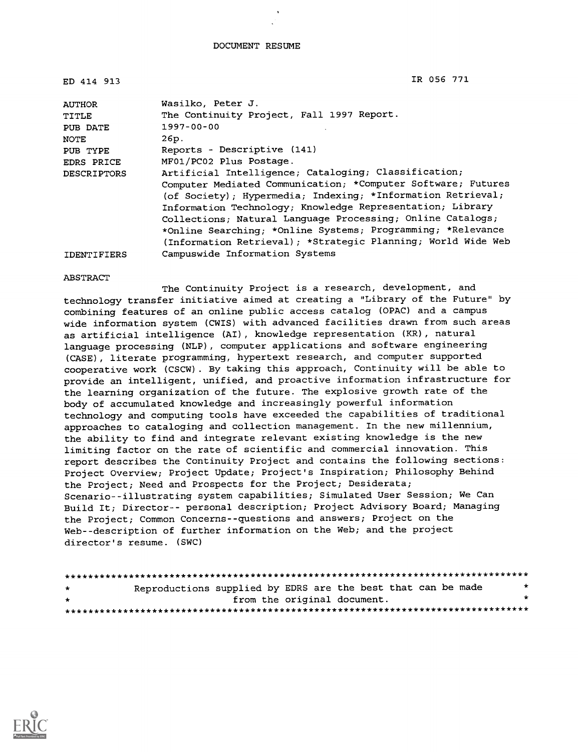DOCUMENT RESUME

ED 414 913 IR 056 771

| | |
|---|---|
| AUTHOR | Wasilko, Peter J. |
| TITLE | The Continuity Project, Fall 1997 Report. |
| PUB DATE | 1997-00-00 |
| NOTE | 26p. |
| PUB TYPE | Reports - Descriptive (141) |
| EDRS PRICE | MF01/PC02 Plus Postage. |
| DESCRIPTORS | Artificial Intelligence; Cataloging; Classification; Computer Mediated Communication; *Computer Software; Futures (of Society); Hypermedia; Indexing; *Information Retrieval; Information Technology; Knowledge Representation; Library Collections; Natural Language Processing; Online Catalogs; *Online Searching; *Online Systems; Programming; *Relevance (Information Retrieval); *Strategic Planning; World Wide Web |
| IDENTIFIERS | Campuswide Information Systems |

ABSTRACT

The Continuity Project is a research, development, and technology transfer initiative aimed at creating a "Library of the Future" by combining features of an online public access catalog (OPAC) and a campus wide information system (CWIS) with advanced facilities drawn from such areas as artificial intelligence (AI), knowledge representation (KR), natural language processing (NLP), computer applications and software engineering (CASE), literate programming, hypertext research, and computer supported cooperative work (CSCW). By taking this approach, Continuity will be able to provide an intelligent, unified, and proactive information infrastructure for the learning organization of the future. The explosive growth rate of the body of accumulated knowledge and increasingly powerful information technology and computing tools have exceeded the capabilities of traditional approaches to cataloging and collection management. In the new millennium, the ability to find and integrate relevant existing knowledge is the new limiting factor on the rate of scientific and commercial innovation. This report describes the Continuity Project and contains the following sections: Project Overview; Project Update; Project's Inspiration; Philosophy Behind the Project; Need and Prospects for the Project; Desiderata; Scenario--illustrating system capabilities; Simulated User Session; We Can Build It; Director-- personal description; Project Advisory Board; Managing the Project; Common Concerns--questions and answers; Project on the Web--description of further information on the Web; and the project director's resume. (SWC)

********************************************************************************
* Reproductions supplied by EDRS are the best that can be made *
* from the original document. *
********************************************************************************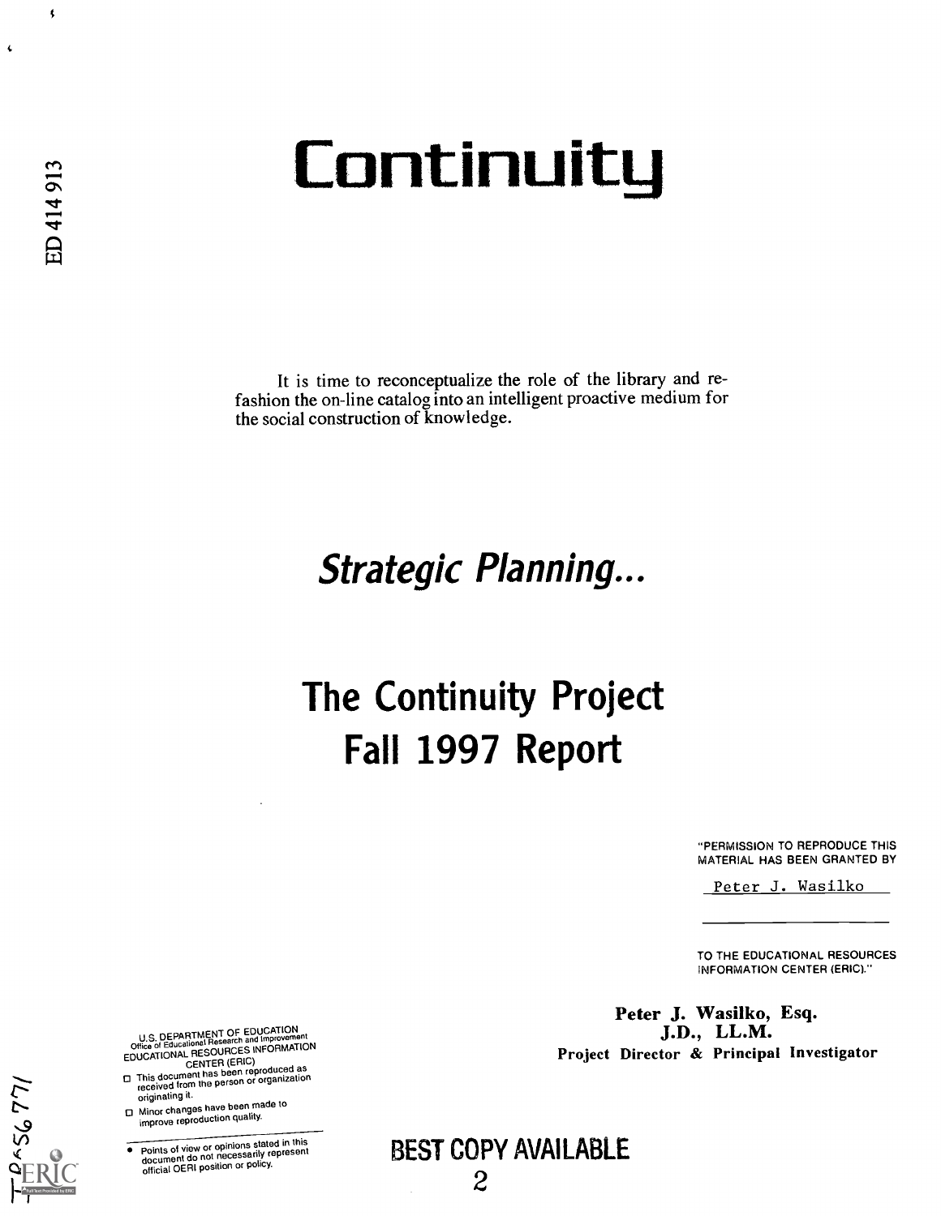# Continuity

It is time to reconceptualize the role of the library and refashion the on-line catalog into an intelligent proactive medium for the social construction of knowledge.

## *Strategic Planning...*

# The Continuity Project Fall 1997 Report

"PERMISSION TO REPRODUCE THIS MATERIAL HAS BEEN GRANTED BY

Peter J. Wasilko

TO THE EDUCATIONAL RESOURCES INFORMATION CENTER (ERIC)."

**Peter J. Wasilko, Esq.**
**J.D., LL.M.**
**Project Director & Principal Investigator**

U.S. DEPARTMENT OF EDUCATION
Office of Educational Research and Improvement
EDUCATIONAL RESOURCES INFORMATION CENTER (ERIC)

- This document has been reproduced as received from the person or organization originating it.
- Minor changes have been made to improve reproduction quality.

- Points of view or opinions stated in this document do not necessarily represent official OERI position or policy.

BEST COPY AVAILABLE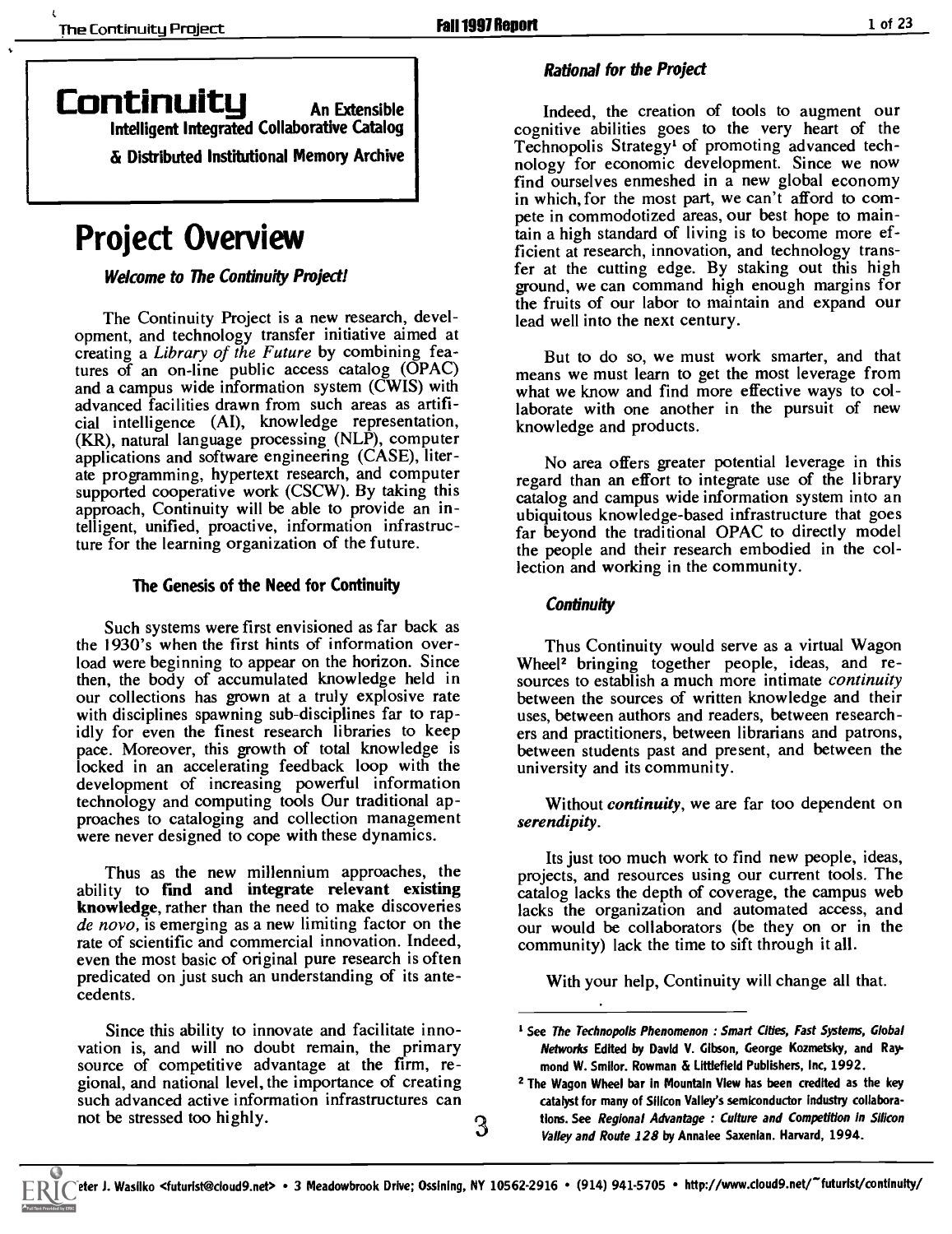**Continuity** An Extensible Intelligent Integrated Collaborative Catalog & Distributed Institutional Memory Archive

# Project Overview

### *Welcome to The Continuity Project!*

The Continuity Project is a new research, development, and technology transfer initiative aimed at creating a *Library of the Future* by combining features of an on-line public access catalog (OPAC) and a campus wide information system (CWIS) with advanced facilities drawn from such areas as artificial intelligence (AI), knowledge representation, (KR), natural language processing (NLP), computer applications and software engineering (CASE), literate programming, hypertext research, and computer supported cooperative work (CSCW). By taking this approach, Continuity will be able to provide an intelligent, unified, proactive, information infrastructure for the learning organization of the future.

### The Genesis of the Need for Continuity

Such systems were first envisioned as far back as the 1930's when the first hints of information overload were beginning to appear on the horizon. Since then, the body of accumulated knowledge held in our collections has grown at a truly explosive rate with disciplines spawning sub-disciplines far to rapidly for even the finest research libraries to keep pace. Moreover, this growth of total knowledge is locked in an accelerating feedback loop with the development of increasing powerful information technology and computing tools Our traditional approaches to cataloging and collection management were never designed to cope with these dynamics.

Thus as the new millennium approaches, the ability to **find and integrate relevant existing knowledge**, rather than the need to make discoveries *de novo*, is emerging as a new limiting factor on the rate of scientific and commercial innovation. Indeed, even the most basic of original pure research is often predicated on just such an understanding of its antecedents.

Since this ability to innovate and facilitate innovation is, and will no doubt remain, the primary source of competitive advantage at the firm, regional, and national level, the importance of creating such advanced active information infrastructures can not be stressed too highly.

### *Rational for the Project*

Indeed, the creation of tools to augment our cognitive abilities goes to the very heart of the Technopolis Strategy[1] of promoting advanced technology for economic development. Since we now find ourselves enmeshed in a new global economy in which, for the most part, we can't afford to compete in commodotized areas, our best hope to maintain a high standard of living is to become more efficient at research, innovation, and technology transfer at the cutting edge. By staking out this high ground, we can command high enough margins for the fruits of our labor to maintain and expand our lead well into the next century.

But to do so, we must work smarter, and that means we must learn to get the most leverage from what we know and find more effective ways to collaborate with one another in the pursuit of new knowledge and products.

No area offers greater potential leverage in this regard than an effort to integrate use of the library catalog and campus wide information system into an ubiquitous knowledge-based infrastructure that goes far beyond the traditional OPAC to directly model the people and their research embodied in the collection and working in the community.

### *Continuity*

Thus Continuity would serve as a virtual Wagon Wheel[2] bringing together people, ideas, and resources to establish a much more intimate *continuity* between the sources of written knowledge and their uses, between authors and readers, between researchers and practitioners, between librarians and patrons, between students past and present, and between the university and its community.

Without *continuity*, we are far too dependent on *serendipity*.

Its just too much work to find new people, ideas, projects, and resources using our current tools. The catalog lacks the depth of coverage, the campus web lacks the organization and automated access, and our would be collaborators (be they on or in the community) lack the time to sift through it all.

With your help, Continuity will change all that.

---

[1] See *The Technopolis Phenomenon : Smart Cities, Fast Systems, Global Networks* Edited by David V. Gibson, George Kozmetsky, and Raymond W. Smilor. Rowman & Littlefield Publishers, Inc, 1992.

[2] The Wagon Wheel bar in Mountain View has been credited as the key catalyst for many of Silicon Valley's semiconductor industry collaborations. See *Regional Advantage : Culture and Competition in Silicon Valley and Route 128* by Annalee Saxenian. Harvard, 1994.

Peter J. Wasilko <futurist@cloud9.net> • 3 Meadowbrook Drive; Ossining, NY 10562-2916 • (914) 941-5705 • http://www.cloud9.net/~futurist/continuity/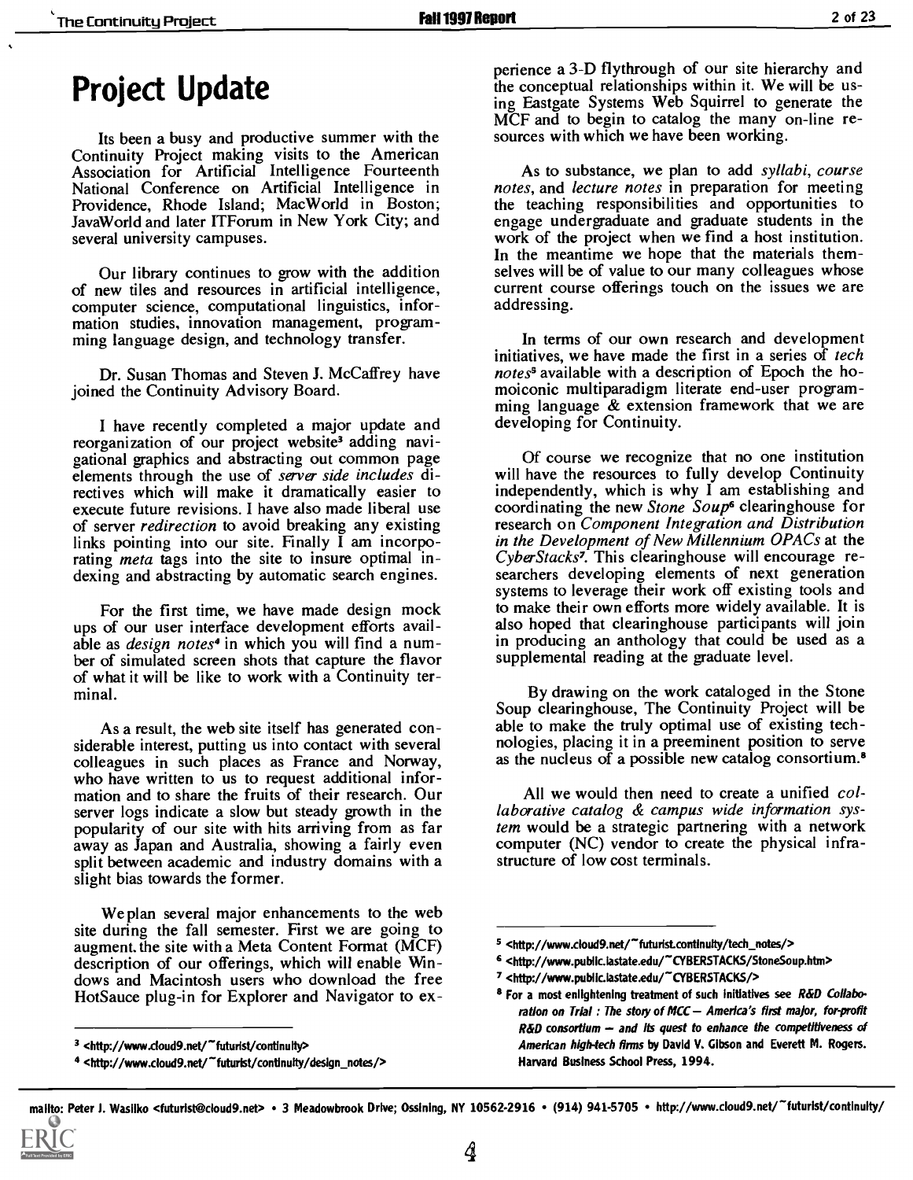# Project Update

Its been a busy and productive summer with the Continuity Project making visits to the American Association for Artificial Intelligence Fourteenth National Conference on Artificial Intelligence in Providence, Rhode Island; MacWorld in Boston; JavaWorld and later ITForum in New York City; and several university campuses.

Our library continues to grow with the addition of new tiles and resources in artificial intelligence, computer science, computational linguistics, information studies, innovation management, programming language design, and technology transfer.

Dr. Susan Thomas and Steven J. McCaffrey have joined the Continuity Advisory Board.

I have recently completed a major update and reorganization of our project website[3] adding navigational graphics and abstracting out common page elements through the use of *server side includes* directives which will make it dramatically easier to execute future revisions. I have also made liberal use of server *redirection* to avoid breaking any existing links pointing into our site. Finally I am incorporating *meta* tags into the site to insure optimal indexing and abstracting by automatic search engines.

For the first time, we have made design mock ups of our user interface development efforts available as *design notes*[4] in which you will find a number of simulated screen shots that capture the flavor of what it will be like to work with a Continuity terminal.

As a result, the web site itself has generated considerable interest, putting us into contact with several colleagues in such places as France and Norway, who have written to us to request additional information and to share the fruits of their research. Our server logs indicate a slow but steady growth in the popularity of our site with hits arriving from as far away as Japan and Australia, showing a fairly even split between academic and industry domains with a slight bias towards the former.

We plan several major enhancements to the web site during the fall semester. First we are going to augment the site with a Meta Content Format (MCF) description of our offerings, which will enable Windows and Macintosh users who download the free HotSauce plug-in for Explorer and Navigator to experience a 3-D flythrough of our site hierarchy and the conceptual relationships within it. We will be using Eastgate Systems Web Squirrel to generate the MCF and to begin to catalog the many on-line resources with which we have been working.

As to substance, we plan to add *syllabi*, *course notes*, and *lecture notes* in preparation for meeting the teaching responsibilities and opportunities to engage undergraduate and graduate students in the work of the project when we find a host institution. In the meantime we hope that the materials themselves will be of value to our many colleagues whose current course offerings touch on the issues we are addressing.

In terms of our own research and development initiatives, we have made the first in a series of *tech notes*[5] available with a description of Epoch the homoiconic multiparadigm literate end-user programming language & extension framework that we are developing for Continuity.

Of course we recognize that no one institution will have the resources to fully develop Continuity independently, which is why I am establishing and coordinating the new *Stone Soup*[6] clearinghouse for research on *Component Integration and Distribution in the Development of New Millennium OPACs* at the *CyberStacks*[7]. This clearinghouse will encourage researchers developing elements of next generation systems to leverage their work off existing tools and to make their own efforts more widely available. It is also hoped that clearinghouse participants will join in producing an anthology that could be used as a supplemental reading at the graduate level.

By drawing on the work cataloged in the Stone Soup clearinghouse, The Continuity Project will be able to make the truly optimal use of existing technologies, placing it in a preeminent position to serve as the nucleus of a possible new catalog consortium.[8]

All we would then need to create a unified *collaborative catalog & campus wide information system* would be a strategic partnering with a network computer (NC) vendor to create the physical infrastructure of low cost terminals.

---

[3] <http://www.cloud9.net/~futurist/continuity>

[4] <http://www.cloud9.net/~futurist/continuity/design_notes/>

[5] <http://www.cloud9.net/~futurist.continuity/tech_notes/>

[6] <http://www.public.iastate.edu/~CYBERSTACKS/StoneSoup.htm>

[7] <http://www.public.iastate.edu/~CYBERSTACKS/>

[8] For a most enlightening treatment of such initiatives see *R&D Collaboration on Trial : The story of MCC — America's first major, for-profit R&D consortium — and its quest to enhance the competitiveness of American high-tech firms* by David V. Gibson and Everett M. Rogers. Harvard Business School Press, 1994.

mailto: Peter J. Wasilko <futurist@cloud9.net> • 3 Meadowbrook Drive; Ossining, NY 10562-2916 • (914) 941-5705 • http://www.cloud9.net/~futurist/continuity/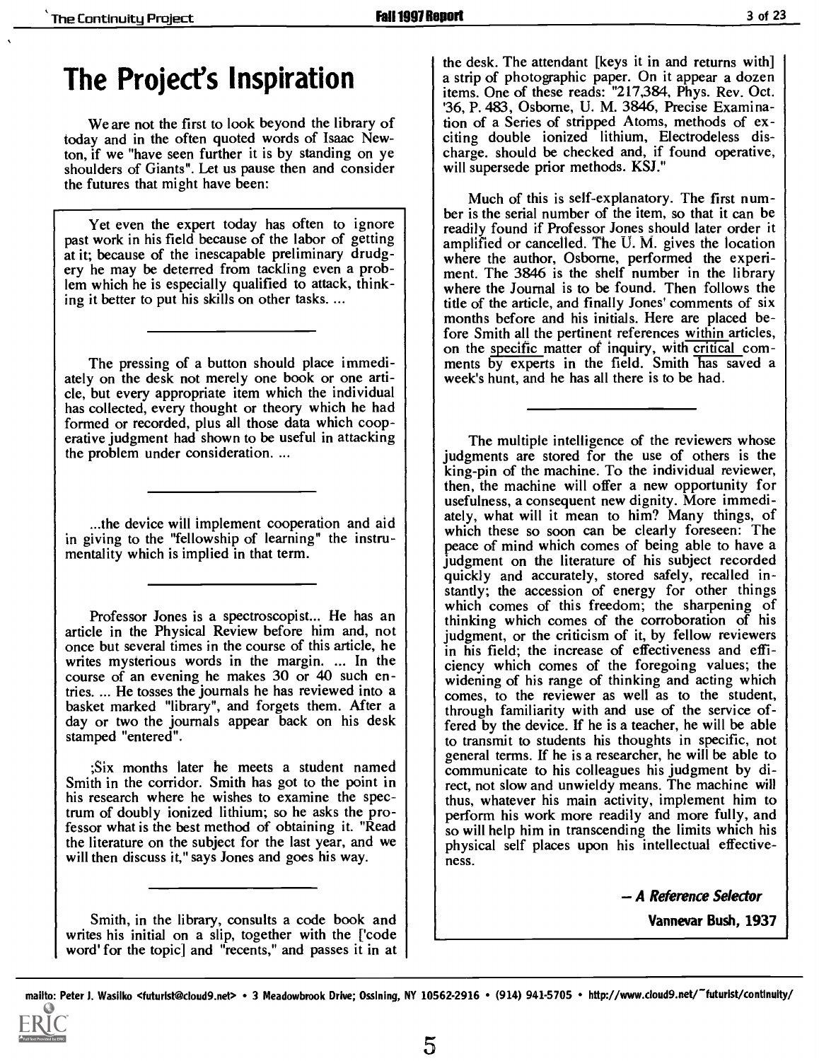# The Project's Inspiration

We are not the first to look beyond the library of today and in the often quoted words of Isaac Newton, if we "have seen further it is by standing on ye shoulders of Giants". Let us pause then and consider the futures that might have been:

> Yet even the expert today has often to ignore past work in his field because of the labor of getting at it; because of the inescapable preliminary drudgery he may be deterred from tackling even a problem which he is especially qualified to attack, thinking it better to put his skills on other tasks. ...
>
> ---
>
> The pressing of a button should place immediately on the desk not merely one book or one article, but every appropriate item which the individual has collected, every thought or theory which he had formed or recorded, plus all those data which cooperative judgment had shown to be useful in attacking the problem under consideration. ...
>
> ---
>
> ...the device will implement cooperation and aid in giving to the "fellowship of learning" the instrumentality which is implied in that term.
>
> ---
>
> Professor Jones is a spectroscopist... He has an article in the Physical Review before him and, not once but several times in the course of this article, he writes mysterious words in the margin. ... In the course of an evening he makes 30 or 40 such entries. ... He tosses the journals he has reviewed into a basket marked "library", and forgets them. After a day or two the journals appear back on his desk stamped "entered".
>
> ;Six months later he meets a student named Smith in the corridor. Smith has got to the point in his research where he wishes to examine the spectrum of doubly ionized lithium; so he asks the professor what is the best method of obtaining it. "Read the literature on the subject for the last year, and we will then discuss it," says Jones and goes his way.
>
> ---
>
> Smith, in the library, consults a code book and writes his initial on a slip, together with the ['code word' for the topic] and "recents," and passes it in at the desk. The attendant [keys it in and returns with] a strip of photographic paper. On it appear a dozen items. One of these reads: "217,384, Phys. Rev. Oct. '36, P. 483, Osborne, U. M. 3846, Precise Examination of a Series of stripped Atoms, methods of exciting double ionized lithium, Electrodeless discharge. should be checked and, if found operative, will supersede prior methods. KSJ."
>
> Much of this is self-explanatory. The first number is the serial number of the item, so that it can be readily found if Professor Jones should later order it amplified or cancelled. The U. M. gives the location where the author, Osborne, performed the experiment. The 3846 is the shelf number in the library where the Journal is to be found. Then follows the title of the article, and finally Jones' comments of six months before and his initials. Here are placed before Smith all the pertinent references within articles, on the specific matter of inquiry, with critical comments by experts in the field. Smith has saved a week's hunt, and he has all there is to be had.
>
> ---
>
> The multiple intelligence of the reviewers whose judgments are stored for the use of others is the king-pin of the machine. To the individual reviewer, then, the machine will offer a new opportunity for usefulness, a consequent new dignity. More immediately, what will it mean to him? Many things, of which these so soon can be clearly foreseen: The peace of mind which comes of being able to have a judgment on the literature of his subject recorded quickly and accurately, stored safely, recalled instantly; the accession of energy for other things which comes of this freedom; the sharpening of thinking which comes of the corroboration of his judgment, or the criticism of it, by fellow reviewers in his field; the increase of effectiveness and efficiency which comes of the foregoing values; the widening of his range of thinking and acting which comes, to the reviewer as well as to the student, through familiarity with and use of the service offered by the device. If he is a teacher, he will be able to transmit to students his thoughts in specific, not general terms. If he is a researcher, he will be able to communicate to his colleagues his judgment by direct, not slow and unwieldy means. The machine will thus, whatever his main activity, implement him to perform his work more readily and more fully, and so will help him in transcending the limits which his physical self places upon his intellectual effectiveness.
>
> — ***A Reference Selector***
>
> **Vannevar Bush, 1937**

mailto: Peter J. Wasilko <futurist@cloud9.net> • 3 Meadowbrook Drive; Ossining, NY 10562-2916 • (914) 941-5705 • http://www.cloud9.net/~futurist/continuity/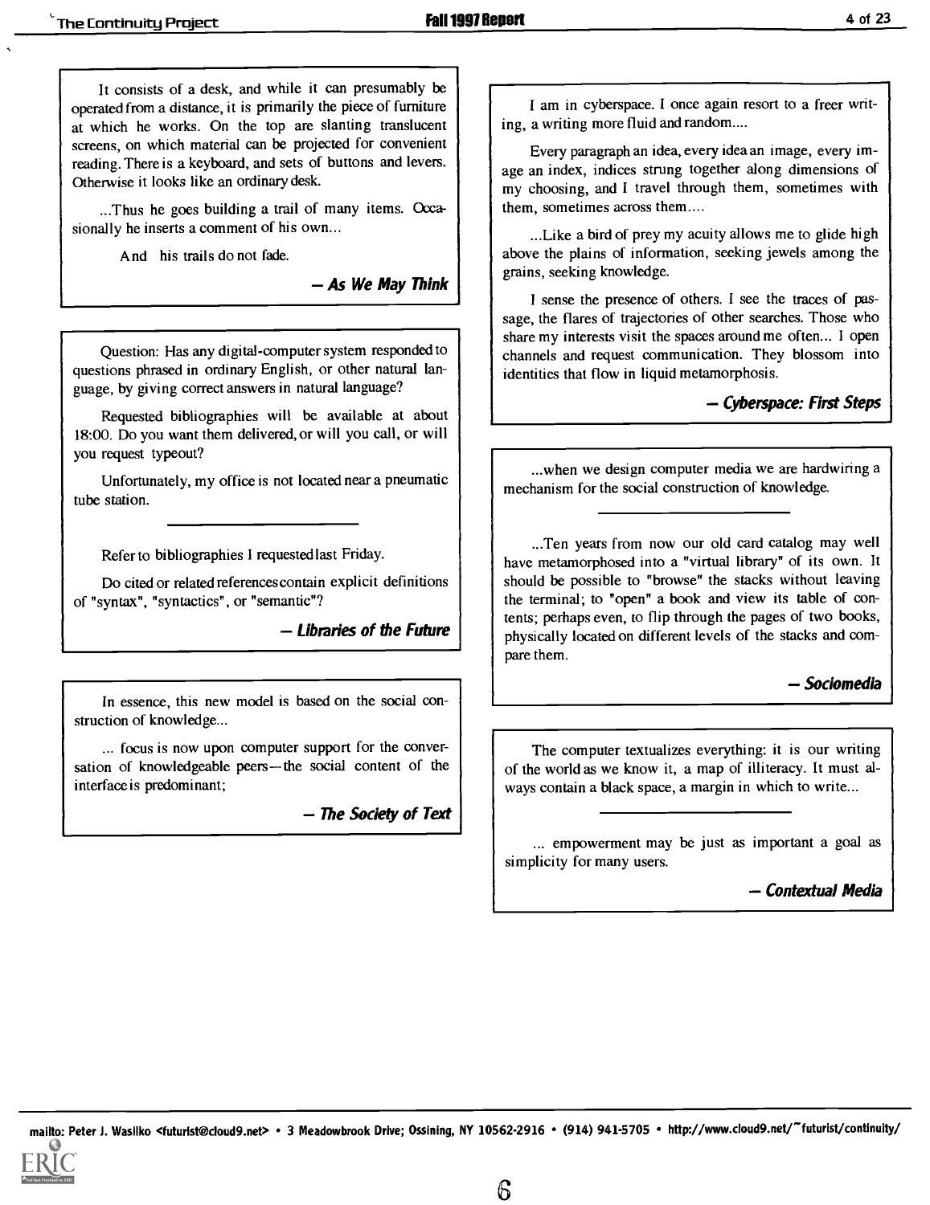It consists of a desk, and while it can presumably be operated from a distance, it is primarily the piece of furniture at which he works. On the top are slanting translucent screens, on which material can be projected for convenient reading. There is a keyboard, and sets of buttons and levers. Otherwise it looks like an ordinary desk.

...Thus he goes building a trail of many items. Occasionally he inserts a comment of his own...

And his trails do not fade.

***— As We May Think***

---

Question: Has any digital-computer system responded to questions phrased in ordinary English, or other natural language, by giving correct answers in natural language?

Requested bibliographies will be available at about 18:00. Do you want them delivered, or will you call, or will you request typeout?

Unfortunately, my office is not located near a pneumatic tube station.

---

Refer to bibliographies I requested last Friday.

Do cited or related references contain explicit definitions of "syntax", "syntactics", or "semantic"?

***— Libraries of the Future***

---

In essence, this new model is based on the social construction of knowledge...

... focus is now upon computer support for the conversation of knowledgeable peers—the social content of the interface is predominant;

***— The Society of Text***

---

I am in cyberspace. I once again resort to a freer writing, a writing more fluid and random....

Every paragraph an idea, every idea an image, every image an index, indices strung together along dimensions of my choosing, and I travel through them, sometimes with them, sometimes across them....

...Like a bird of prey my acuity allows me to glide high above the plains of information, seeking jewels among the grains, seeking knowledge.

I sense the presence of others. I see the traces of passage, the flares of trajectories of other searches. Those who share my interests visit the spaces around me often... I open channels and request communication. They blossom into identities that flow in liquid metamorphosis.

***— Cyberspace: First Steps***

---

...when we design computer media we are hardwiring a mechanism for the social construction of knowledge.

---

...Ten years from now our old card catalog may well have metamorphosed into a "virtual library" of its own. It should be possible to "browse" the stacks without leaving the terminal; to "open" a book and view its table of contents; perhaps even, to flip through the pages of two books, physically located on different levels of the stacks and compare them.

***— Sociomedia***

---

The computer textualizes everything: it is our writing of the world as we know it, a map of illiteracy. It must always contain a black space, a margin in which to write...

---

... empowerment may be just as important a goal as simplicity for many users.

***— Contextual Media***

mailto: Peter J. Wasilko <futurist@cloud9.net> • 3 Meadowbrook Drive; Ossining, NY 10562-2916 • (914) 941-5705 • http://www.cloud9.net/~futurist/continuity/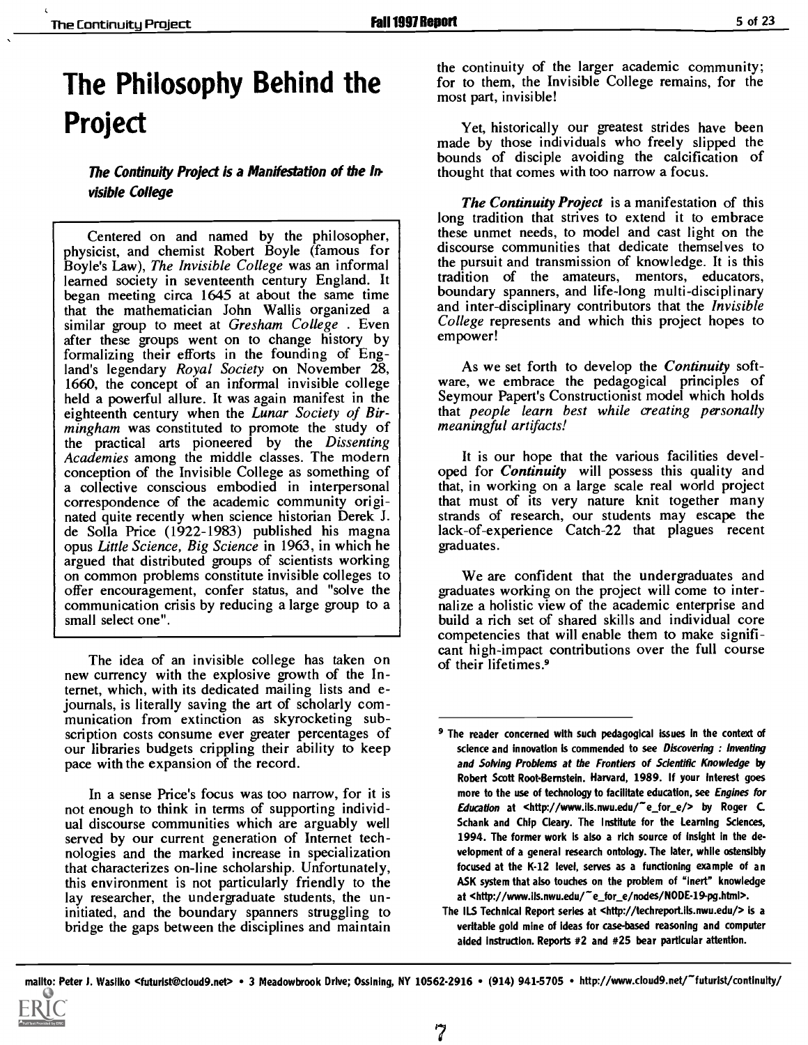# The Philosophy Behind the Project

### *The Continuity Project is a Manifestation of the Invisible College*

Centered on and named by the philosopher, physicist, and chemist Robert Boyle (famous for Boyle's Law), *The Invisible College* was an informal learned society in seventeenth century England. It began meeting circa 1645 at about the same time that the mathematician John Wallis organized a similar group to meet at *Gresham College* . Even after these groups went on to change history by formalizing their efforts in the founding of England's legendary *Royal Society* on November 28, 1660, the concept of an informal invisible college held a powerful allure. It was again manifest in the eighteenth century when the *Lunar Society of Birmingham* was constituted to promote the study of the practical arts pioneered by the *Dissenting Academies* among the middle classes. The modern conception of the Invisible College as something of a collective conscious embodied in interpersonal correspondence of the academic community originated quite recently when science historian Derek J. de Solla Price (1922-1983) published his magna opus *Little Science, Big Science* in 1963, in which he argued that distributed groups of scientists working on common problems constitute invisible colleges to offer encouragement, confer status, and "solve the communication crisis by reducing a large group to a small select one".

The idea of an invisible college has taken on new currency with the explosive growth of the Internet, which, with its dedicated mailing lists and e-journals, is literally saving the art of scholarly communication from extinction as skyrocketing subscription costs consume ever greater percentages of our libraries budgets crippling their ability to keep pace with the expansion of the record.

In a sense Price's focus was too narrow, for it is not enough to think in terms of supporting individual discourse communities which are arguably well served by our current generation of Internet technologies and the marked increase in specialization that characterizes on-line scholarship. Unfortunately, this environment is not particularly friendly to the lay researcher, the undergraduate students, the uninitiated, and the boundary spanners struggling to bridge the gaps between the disciplines and maintain the continuity of the larger academic community; for to them, the Invisible College remains, for the most part, invisible!

Yet, historically our greatest strides have been made by those individuals who freely slipped the bounds of disciple avoiding the calcification of thought that comes with too narrow a focus.

***The Continuity Project*** is a manifestation of this long tradition that strives to extend it to embrace these unmet needs, to model and cast light on the discourse communities that dedicate themselves to the pursuit and transmission of knowledge. It is this tradition of the amateurs, mentors, educators, boundary spanners, and life-long multi-disciplinary and inter-disciplinary contributors that the *Invisible College* represents and which this project hopes to empower!

As we set forth to develop the ***Continuity*** software, we embrace the pedagogical principles of Seymour Papert's Constructionist model which holds that *people learn best while creating personally meaningful artifacts!*

It is our hope that the various facilities developed for ***Continuity*** will possess this quality and that, in working on a large scale real world project that must of its very nature knit together many strands of research, our students may escape the lack-of-experience Catch-22 that plagues recent graduates.

We are confident that the undergraduates and graduates working on the project will come to internalize a holistic view of the academic enterprise and build a rich set of shared skills and individual core competencies that will enable them to make significant high-impact contributions over the full course of their lifetimes.[9]

---

[9] The reader concerned with such pedagogical issues in the context of science and innovation is commended to see *Discovering : Inventing and Solving Problems at the Frontiers of Scientific Knowledge* by Robert Scott Root-Bernstein. Harvard, 1989. If your interest goes more to the use of technology to facilitate education, see *Engines for Education* at <http://www.ils.nwu.edu/~e_for_e/> by Roger C. Schank and Chip Cleary. The Institute for the Learning Sciences, 1994. The former work is also a rich source of insight in the development of a general research ontology. The later, while ostensibly focused at the K-12 level, serves as a functioning example of an ASK system that also touches on the problem of "inert" knowledge at <http://www.ils.nwu.edu/~e_for_e/nodes/NODE-19-pg.html>.

The ILS Technical Report series at <http://techreport.ils.nwu.edu/> is a veritable gold mine of ideas for case-based reasoning and computer aided instruction. Reports #2 and #25 bear particular attention.

mailto: Peter J. Wasilko <futurist@cloud9.net> • 3 Meadowbrook Drive; Ossining, NY 10562-2916 • (914) 941-5705 • http://www.cloud9.net/~futurist/continuity/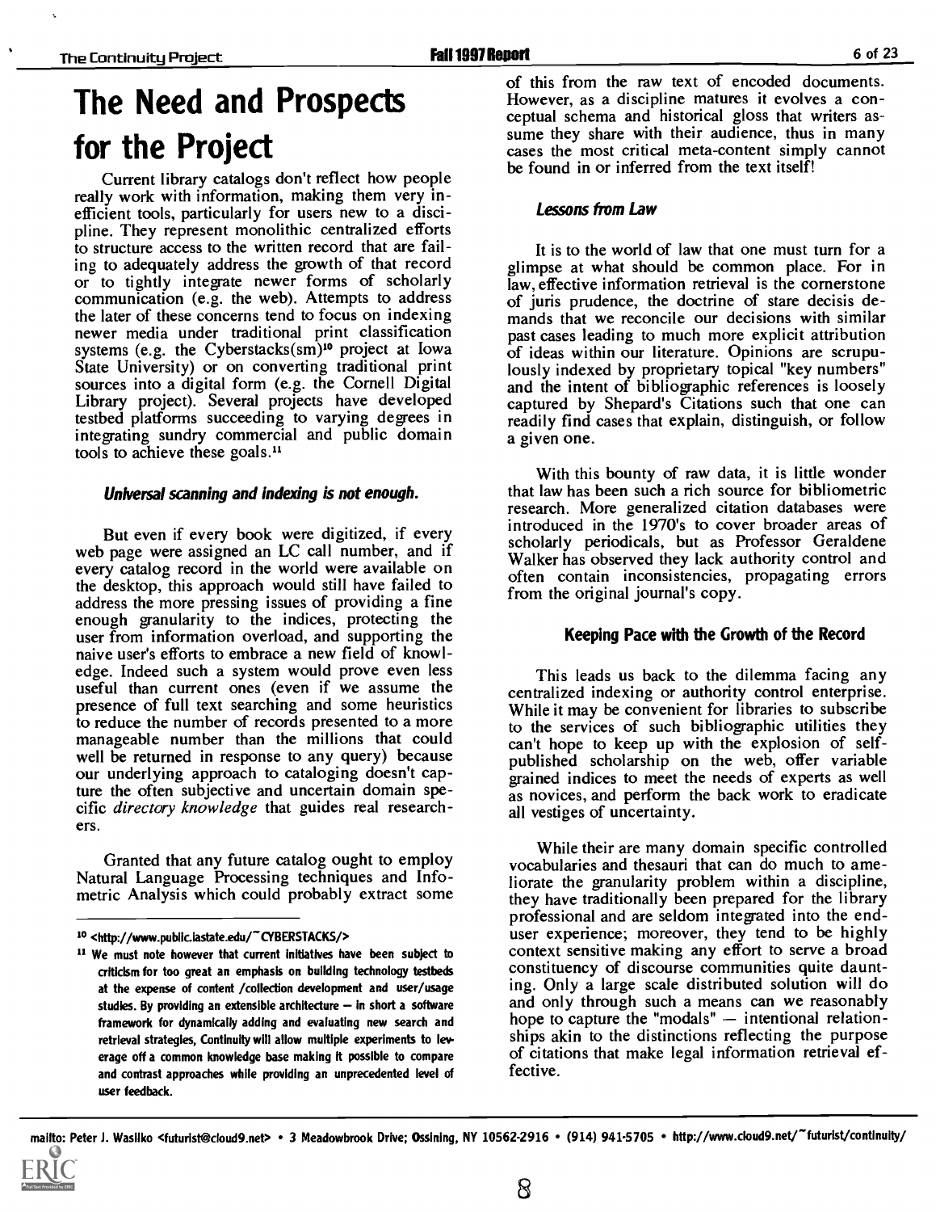# The Need and Prospects for the Project

Current library catalogs don't reflect how people really work with information, making them very inefficient tools, particularly for users new to a discipline. They represent monolithic centralized efforts to structure access to the written record that are failing to adequately address the growth of that record or to tightly integrate newer forms of scholarly communication (e.g. the web). Attempts to address the later of these concerns tend to focus on indexing newer media under traditional print classification systems (e.g. the Cyberstacks(sm)[10] project at Iowa State University) or on converting traditional print sources into a digital form (e.g. the Cornell Digital Library project). Several projects have developed testbed platforms succeeding to varying degrees in integrating sundry commercial and public domain tools to achieve these goals.[11]

### *Universal scanning and indexing is not enough.*

But even if every book were digitized, if every web page were assigned an LC call number, and if every catalog record in the world were available on the desktop, this approach would still have failed to address the more pressing issues of providing a fine enough granularity to the indices, protecting the user from information overload, and supporting the naive user's efforts to embrace a new field of knowledge. Indeed such a system would prove even less useful than current ones (even if we assume the presence of full text searching and some heuristics to reduce the number of records presented to a more manageable number than the millions that could well be returned in response to any query) because our underlying approach to cataloging doesn't capture the often subjective and uncertain domain specific *directory knowledge* that guides real researchers.

Granted that any future catalog ought to employ Natural Language Processing techniques and Infometric Analysis which could probably extract some of this from the raw text of encoded documents. However, as a discipline matures it evolves a conceptual schema and historical gloss that writers assume they share with their audience, thus in many cases the most critical meta-content simply cannot be found in or inferred from the text itself!

### *Lessons from Law*

It is to the world of law that one must turn for a glimpse at what should be common place. For in law, effective information retrieval is the cornerstone of juris prudence, the doctrine of stare decisis demands that we reconcile our decisions with similar past cases leading to much more explicit attribution of ideas within our literature. Opinions are scrupulously indexed by proprietary topical "key numbers" and the intent of bibliographic references is loosely captured by Shepard's Citations such that one can readily find cases that explain, distinguish, or follow a given one.

With this bounty of raw data, it is little wonder that law has been such a rich source for bibliometric research. More generalized citation databases were introduced in the 1970's to cover broader areas of scholarly periodicals, but as Professor Geraldene Walker has observed they lack authority control and often contain inconsistencies, propagating errors from the original journal's copy.

### Keeping Pace with the Growth of the Record

This leads us back to the dilemma facing any centralized indexing or authority control enterprise. While it may be convenient for libraries to subscribe to the services of such bibliographic utilities they can't hope to keep up with the explosion of self-published scholarship on the web, offer variable grained indices to meet the needs of experts as well as novices, and perform the back work to eradicate all vestiges of uncertainty.

While their are many domain specific controlled vocabularies and thesauri that can do much to ameliorate the granularity problem within a discipline, they have traditionally been prepared for the library professional and are seldom integrated into the end-user experience; moreover, they tend to be highly context sensitive making any effort to serve a broad constituency of discourse communities quite daunting. Only a large scale distributed solution will do and only through such a means can we reasonably hope to capture the "modals" — intentional relationships akin to the distinctions reflecting the purpose of citations that make legal information retrieval effective.

---

[10] <http://www.public.iastate.edu/~CYBERSTACKS/>

[11] We must note however that current initiatives have been subject to criticism for too great an emphasis on building technology testbeds at the expense of content /collection development and user/usage studies. By providing an extensible architecture — in short a software framework for dynamically adding and evaluating new search and retrieval strategies, Continuity will allow multiple experiments to leverage off a common knowledge base making it possible to compare and contrast approaches while providing an unprecedented level of user feedback.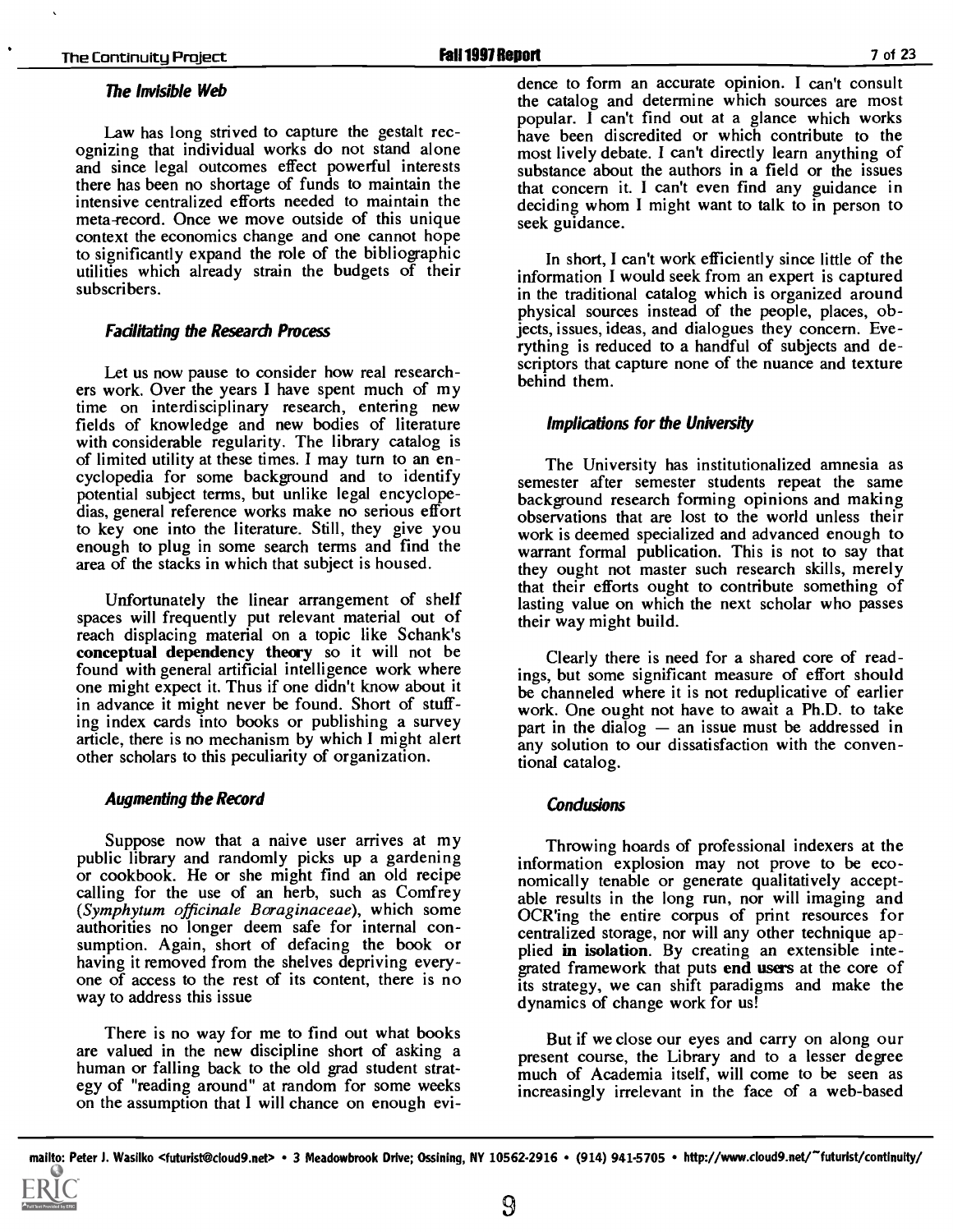### The Invisible Web

Law has long strived to capture the gestalt recognizing that individual works do not stand alone and since legal outcomes effect powerful interests there has been no shortage of funds to maintain the intensive centralized efforts needed to maintain the meta-record. Once we move outside of this unique context the economics change and one cannot hope to significantly expand the role of the bibliographic utilities which already strain the budgets of their subscribers.

### Facilitating the Research Process

Let us now pause to consider how real researchers work. Over the years I have spent much of my time on interdisciplinary research, entering new fields of knowledge and new bodies of literature with considerable regularity. The library catalog is of limited utility at these times. I may turn to an encyclopedia for some background and to identify potential subject terms, but unlike legal encyclopedias, general reference works make no serious effort to key one into the literature. Still, they give you enough to plug in some search terms and find the area of the stacks in which that subject is housed.

Unfortunately the linear arrangement of shelf spaces will frequently put relevant material out of reach displacing material on a topic like Schank's **conceptual dependency theory** so it will not be found with general artificial intelligence work where one might expect it. Thus if one didn't know about it in advance it might never be found. Short of stuffing index cards into books or publishing a survey article, there is no mechanism by which I might alert other scholars to this peculiarity of organization.

### Augmenting the Record

Suppose now that a naive user arrives at my public library and randomly picks up a gardening or cookbook. He or she might find an old recipe calling for the use of an herb, such as Comfrey (*Symphytum officinale Boraginaceae*), which some authorities no longer deem safe for internal consumption. Again, short of defacing the book or having it removed from the shelves depriving everyone of access to the rest of its content, there is no way to address this issue

There is no way for me to find out what books are valued in the new discipline short of asking a human or falling back to the old grad student strategy of "reading around" at random for some weeks on the assumption that I will chance on enough evidence to form an accurate opinion. I can't consult the catalog and determine which sources are most popular. I can't find out at a glance which works have been discredited or which contribute to the most lively debate. I can't directly learn anything of substance about the authors in a field or the issues that concern it. I can't even find any guidance in deciding whom I might want to talk to in person to seek guidance.

In short, I can't work efficiently since little of the information I would seek from an expert is captured in the traditional catalog which is organized around physical sources instead of the people, places, objects, issues, ideas, and dialogues they concern. Everything is reduced to a handful of subjects and descriptors that capture none of the nuance and texture behind them.

### Implications for the University

The University has institutionalized amnesia as semester after semester students repeat the same background research forming opinions and making observations that are lost to the world unless their work is deemed specialized and advanced enough to warrant formal publication. This is not to say that they ought not master such research skills, merely that their efforts ought to contribute something of lasting value on which the next scholar who passes their way might build.

Clearly there is need for a shared core of readings, but some significant measure of effort should be channeled where it is not reduplicative of earlier work. One ought not have to await a Ph.D. to take part in the dialog — an issue must be addressed in any solution to our dissatisfaction with the conventional catalog.

### Conclusions

Throwing hoards of professional indexers at the information explosion may not prove to be economically tenable or generate qualitatively acceptable results in the long run, nor will imaging and OCR'ing the entire corpus of print resources for centralized storage, nor will any other technique applied **in isolation**. By creating an extensible integrated framework that puts **end users** at the core of its strategy, we can shift paradigms and make the dynamics of change work for us!

But if we close our eyes and carry on along our present course, the Library and to a lesser degree much of Academia itself, will come to be seen as increasingly irrelevant in the face of a web-based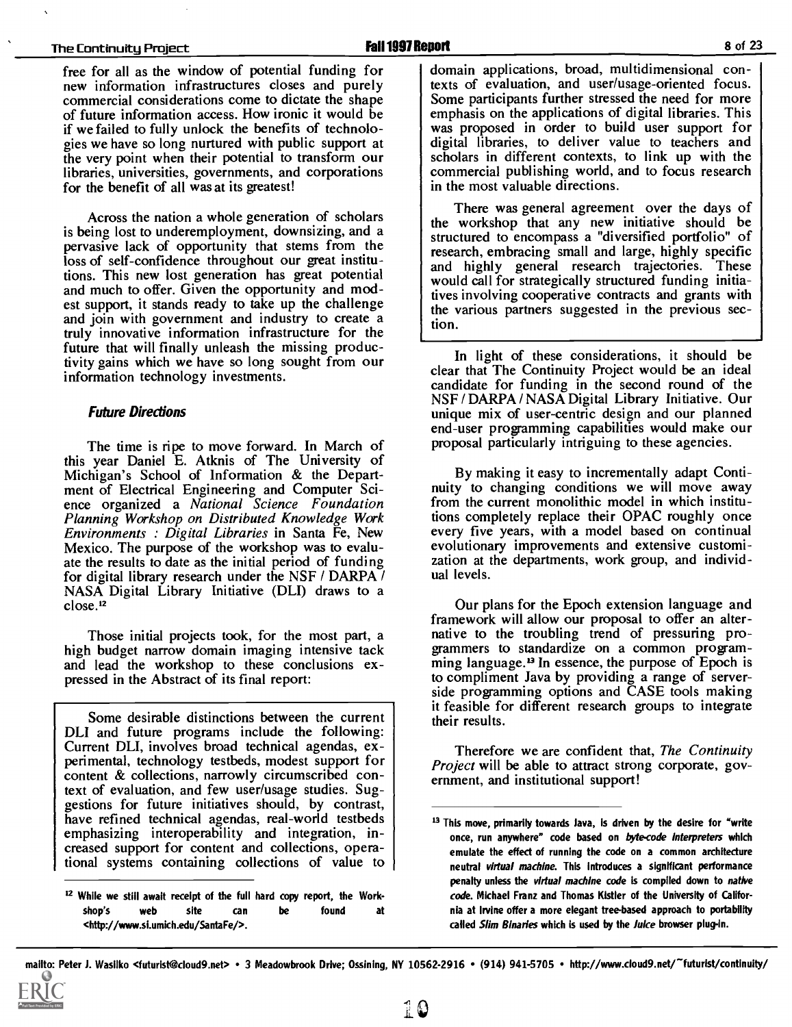free for all as the window of potential funding for new information infrastructures closes and purely commercial considerations come to dictate the shape of future information access. How ironic it would be if we failed to fully unlock the benefits of technologies we have so long nurtured with public support at the very point when their potential to transform our libraries, universities, governments, and corporations for the benefit of all was at its greatest!

Across the nation a whole generation of scholars is being lost to underemployment, downsizing, and a pervasive lack of opportunity that stems from the loss of self-confidence throughout our great institutions. This new lost generation has great potential and much to offer. Given the opportunity and modest support, it stands ready to take up the challenge and join with government and industry to create a truly innovative information infrastructure for the future that will finally unleash the missing productivity gains which we have so long sought from our information technology investments.

### *Future Directions*

The time is ripe to move forward. In March of this year Daniel E. Atknis of The University of Michigan's School of Information & the Department of Electrical Engineering and Computer Science organized a *National Science Foundation Planning Workshop on Distributed Knowledge Work Environments : Digital Libraries* in Santa Fe, New Mexico. The purpose of the workshop was to evaluate the results to date as the initial period of funding for digital library research under the NSF / DARPA / NASA Digital Library Initiative (DLI) draws to a close.[12]

Those initial projects took, for the most part, a high budget narrow domain imaging intensive tack and lead the workshop to these conclusions expressed in the Abstract of its final report:

> Some desirable distinctions between the current DLI and future programs include the following: Current DLI, involves broad technical agendas, experimental, technology testbeds, modest support for content & collections, narrowly circumscribed context of evaluation, and few user/usage studies. Suggestions for future initiatives should, by contrast, have refined technical agendas, real-world testbeds emphasizing interoperability and integration, increased support for content and collections, operational systems containing collections of value to domain applications, broad, multidimensional contexts of evaluation, and user/usage-oriented focus. Some participants further stressed the need for more emphasis on the applications of digital libraries. This was proposed in order to build user support for digital libraries, to deliver value to teachers and scholars in different contexts, to link up with the commercial publishing world, and to focus research in the most valuable directions.
>
> There was general agreement over the days of the workshop that any new initiative should be structured to encompass a "diversified portfolio" of research, embracing small and large, highly specific and highly general research trajectories. These would call for strategically structured funding initiatives involving cooperative contracts and grants with the various partners suggested in the previous section.

In light of these considerations, it should be clear that The Continuity Project would be an ideal candidate for funding in the second round of the NSF / DARPA / NASA Digital Library Initiative. Our unique mix of user-centric design and our planned end-user programming capabilities would make our proposal particularly intriguing to these agencies.

By making it easy to incrementally adapt Continuity to changing conditions we will move away from the current monolithic model in which institutions completely replace their OPAC roughly once every five years, with a model based on continual evolutionary improvements and extensive customization at the departments, work group, and individual levels.

Our plans for the Epoch extension language and framework will allow our proposal to offer an alternative to the troubling trend of pressuring programmers to standardize on a common programming language.[13] In essence, the purpose of Epoch is to compliment Java by providing a range of server-side programming options and CASE tools making it feasible for different research groups to integrate their results.

Therefore we are confident that, *The Continuity Project* will be able to attract strong corporate, government, and institutional support!

---

[12] While we still await receipt of the full hard copy report, the Workshop's web site can be found at <http://www.si.umich.edu/SantaFe/>.

[13] This move, primarily towards Java, is driven by the desire for "write once, run anywhere" code based on *byte-code interpreters* which emulate the effect of running the code on a common architecture neutral *virtual machine*. This introduces a significant performance penalty unless the *virtual machine code* is compiled down to *native code*. Michael Franz and Thomas Kistler of the University of California at Irvine offer a more elegant tree-based approach to portability called *Slim Binaries* which is used by the *Juice* browser plug-in.

mailto: Peter J. Wasilko <futurist@cloud9.net> • 3 Meadowbrook Drive; Ossining, NY 10562-2916 • (914) 941-5705 • http://www.cloud9.net/~futurist/continuity/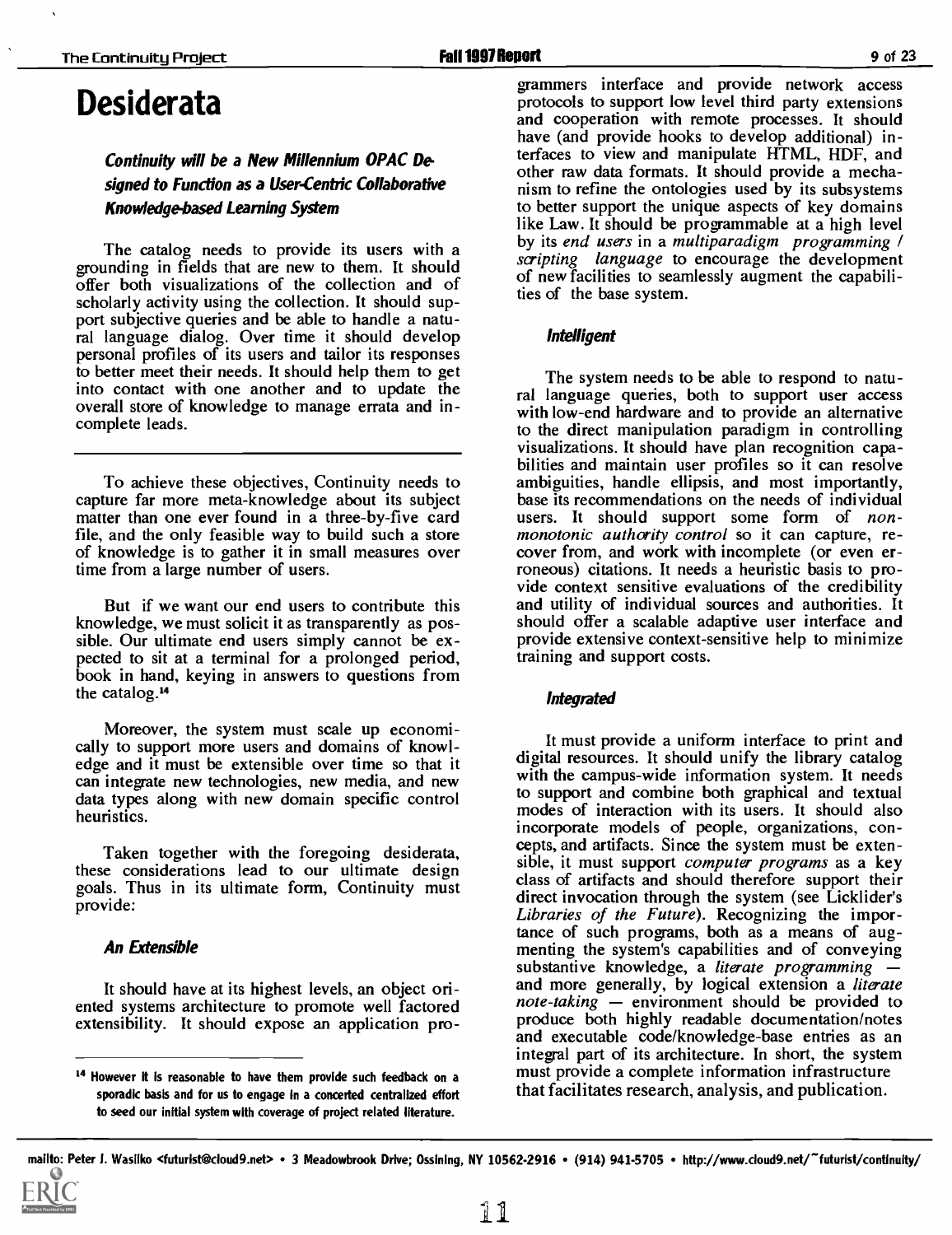# Desiderata

### *Continuity will be a New Millennium OPAC Designed to Function as a User-Centric Collaborative Knowledge-based Learning System*

The catalog needs to provide its users with a grounding in fields that are new to them. It should offer both visualizations of the collection and of scholarly activity using the collection. It should support subjective queries and be able to handle a natural language dialog. Over time it should develop personal profiles of its users and tailor its responses to better meet their needs. It should help them to get into contact with one another and to update the overall store of knowledge to manage errata and incomplete leads.

---

To achieve these objectives, Continuity needs to capture far more meta-knowledge about its subject matter than one ever found in a three-by-five card file, and the only feasible way to build such a store of knowledge is to gather it in small measures over time from a large number of users.

But if we want our end users to contribute this knowledge, we must solicit it as transparently as possible. Our ultimate end users simply cannot be expected to sit at a terminal for a prolonged period, book in hand, keying in answers to questions from the catalog.[14]

Moreover, the system must scale up economically to support more users and domains of knowledge and it must be extensible over time so that it can integrate new technologies, new media, and new data types along with new domain specific control heuristics.

Taken together with the foregoing desiderata, these considerations lead to our ultimate design goals. Thus in its ultimate form, Continuity must provide:

#### *An Extensible*

It should have at its highest levels, an object oriented systems architecture to promote well factored extensibility. It should expose an application programmers interface and provide network access protocols to support low level third party extensions and cooperation with remote processes. It should have (and provide hooks to develop additional) interfaces to view and manipulate HTML, HDF, and other raw data formats. It should provide a mechanism to refine the ontologies used by its subsystems to better support the unique aspects of key domains like Law. It should be programmable at a high level by its *end users* in a *multiparadigm programming / scripting language* to encourage the development of new facilities to seamlessly augment the capabilities of the base system.

#### *Intelligent*

The system needs to be able to respond to natural language queries, both to support user access with low-end hardware and to provide an alternative to the direct manipulation paradigm in controlling visualizations. It should have plan recognition capabilities and maintain user profiles so it can resolve ambiguities, handle ellipsis, and most importantly, base its recommendations on the needs of individual users. It should support some form of *non-monotonic authority control* so it can capture, recover from, and work with incomplete (or even erroneous) citations. It needs a heuristic basis to provide context sensitive evaluations of the credibility and utility of individual sources and authorities. It should offer a scalable adaptive user interface and provide extensive context-sensitive help to minimize training and support costs.

#### *Integrated*

It must provide a uniform interface to print and digital resources. It should unify the library catalog with the campus-wide information system. It needs to support and combine both graphical and textual modes of interaction with its users. It should also incorporate models of people, organizations, concepts, and artifacts. Since the system must be extensible, it must support *computer programs* as a key class of artifacts and should therefore support their direct invocation through the system (see Licklider's *Libraries of the Future*). Recognizing the importance of such programs, both as a means of augmenting the system's capabilities and of conveying substantive knowledge, a *literate programming* — and more generally, by logical extension a *literate note-taking* — environment should be provided to produce both highly readable documentation/notes and executable code/knowledge-base entries as an integral part of its architecture. In short, the system must provide a complete information infrastructure that facilitates research, analysis, and publication.

---

[14] However it is reasonable to have them provide such feedback on a sporadic basis and for us to engage in a concerted centralized effort to seed our initial system with coverage of project related literature.

mailto: Peter J. Wasilko <futurist@cloud9.net> • 3 Meadowbrook Drive; Ossining, NY 10562-2916 • (914) 941-5705 • http://www.cloud9.net/~futurist/continuity/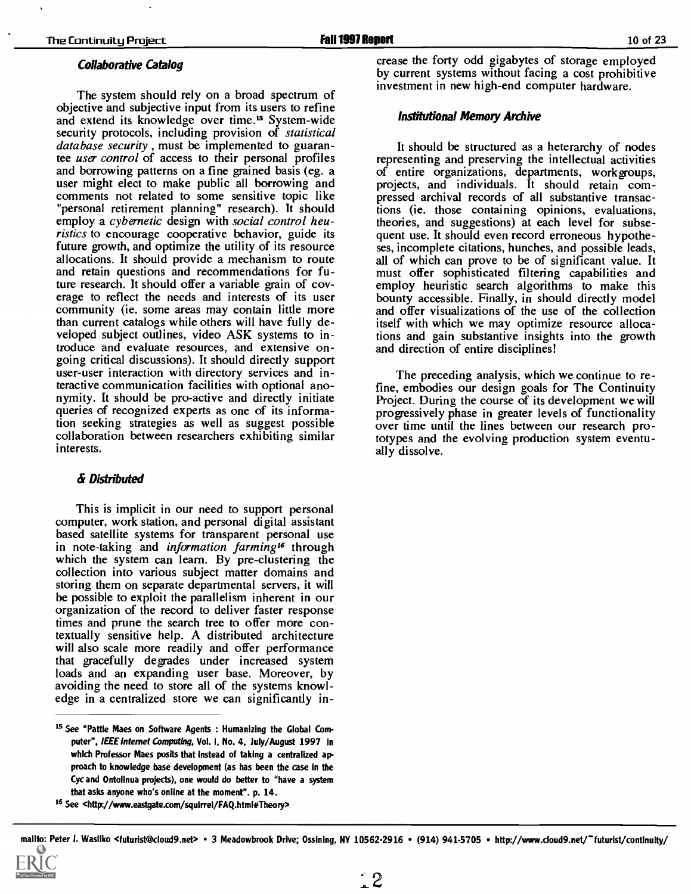### *Collaborative Catalog*

The system should rely on a broad spectrum of objective and subjective input from its users to refine and extend its knowledge over time.[15] System-wide security protocols, including provision of *statistical database security*, must be implemented to guarantee *user control* of access to their personal profiles and borrowing patterns on a fine grained basis (eg. a user might elect to make public all borrowing and comments not related to some sensitive topic like "personal retirement planning" research). It should employ a *cybernetic* design with *social control heuristics* to encourage cooperative behavior, guide its future growth, and optimize the utility of its resource allocations. It should provide a mechanism to route and retain questions and recommendations for future research. It should offer a variable grain of coverage to reflect the needs and interests of its user community (ie. some areas may contain little more than current catalogs while others will have fully developed subject outlines, video ASK systems to introduce and evaluate resources, and extensive ongoing critical discussions). It should directly support user-user interaction with directory services and interactive communication facilities with optional anonymity. It should be pro-active and directly initiate queries of recognized experts as one of its information seeking strategies as well as suggest possible collaboration between researchers exhibiting similar interests.

### *& Distributed*

This is implicit in our need to support personal computer, work station, and personal digital assistant based satellite systems for transparent personal use in note-taking and *information farming*[16] through which the system can learn. By pre-clustering the collection into various subject matter domains and storing them on separate departmental servers, it will be possible to exploit the parallelism inherent in our organization of the record to deliver faster response times and prune the search tree to offer more contextually sensitive help. A distributed architecture will also scale more readily and offer performance that gracefully degrades under increased system loads and an expanding user base. Moreover, by avoiding the need to store all of the systems knowledge in a centralized store we can significantly increase the forty odd gigabytes of storage employed by current systems without facing a cost prohibitive investment in new high-end computer hardware.

### *Institutional Memory Archive*

It should be structured as a heterarchy of nodes representing and preserving the intellectual activities of entire organizations, departments, workgroups, projects, and individuals. It should retain compressed archival records of all substantive transactions (ie. those containing opinions, evaluations, theories, and suggestions) at each level for subsequent use. It should even record erroneous hypotheses, incomplete citations, hunches, and possible leads, all of which can prove to be of significant value. It must offer sophisticated filtering capabilities and employ heuristic search algorithms to make this bounty accessible. Finally, in should directly model and offer visualizations of the use of the collection itself with which we may optimize resource allocations and gain substantive insights into the growth and direction of entire disciplines!

The preceding analysis, which we continue to refine, embodies our design goals for The Continuity Project. During the course of its development we will progressively phase in greater levels of functionality over time until the lines between our research prototypes and the evolving production system eventually dissolve.

---

[15] See "Pattie Maes on Software Agents : Humanizing the Global Computer", *IEEE Internet Computing*, Vol. I, No. 4, July/August 1997 in which Professor Maes posits that instead of taking a centralized approach to knowledge base development (as has been the case in the Cyc and Ontolinua projects), one would do better to "have a system that asks anyone who's online at the moment". p. 14.

[16] See <http://www.eastgate.com/squirrel/FAQ.html#Theory>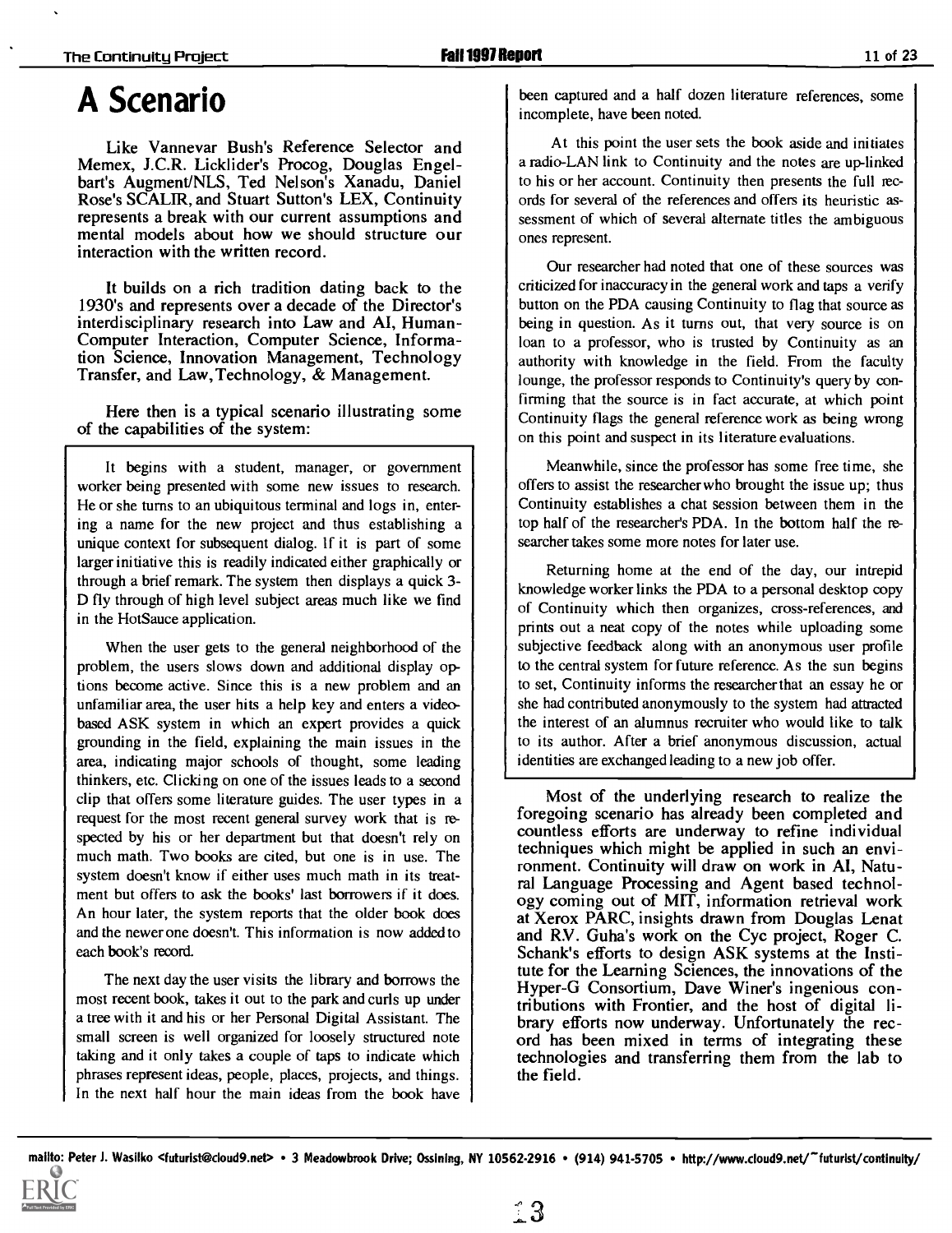# A Scenario

Like Vannevar Bush's Reference Selector and Memex, J.C.R. Licklider's Procog, Douglas Engelbart's Augment/NLS, Ted Nelson's Xanadu, Daniel Rose's SCALIR, and Stuart Sutton's LEX, Continuity represents a break with our current assumptions and mental models about how we should structure our interaction with the written record.

It builds on a rich tradition dating back to the 1930's and represents over a decade of the Director's interdisciplinary research into Law and AI, Human-Computer Interaction, Computer Science, Information Science, Innovation Management, Technology Transfer, and Law, Technology, & Management.

Here then is a typical scenario illustrating some of the capabilities of the system:

> It begins with a student, manager, or government worker being presented with some new issues to research. He or she turns to an ubiquitous terminal and logs in, entering a name for the new project and thus establishing a unique context for subsequent dialog. If it is part of some larger initiative this is readily indicated either graphically or through a brief remark. The system then displays a quick 3-D fly through of high level subject areas much like we find in the HotSauce application.
>
> When the user gets to the general neighborhood of the problem, the users slows down and additional display options become active. Since this is a new problem and an unfamiliar area, the user hits a help key and enters a video-based ASK system in which an expert provides a quick grounding in the field, explaining the main issues in the area, indicating major schools of thought, some leading thinkers, etc. Clicking on one of the issues leads to a second clip that offers some literature guides. The user types in a request for the most recent general survey work that is respected by his or her department but that doesn't rely on much math. Two books are cited, but one is in use. The system doesn't know if either uses much math in its treatment but offers to ask the books' last borrowers if it does. An hour later, the system reports that the older book does and the newer one doesn't. This information is now added to each book's record.
>
> The next day the user visits the library and borrows the most recent book, takes it out to the park and curls up under a tree with it and his or her Personal Digital Assistant. The small screen is well organized for loosely structured note taking and it only takes a couple of taps to indicate which phrases represent ideas, people, places, projects, and things. In the next half hour the main ideas from the book have been captured and a half dozen literature references, some incomplete, have been noted.
>
> At this point the user sets the book aside and initiates a radio-LAN link to Continuity and the notes are up-linked to his or her account. Continuity then presents the full records for several of the references and offers its heuristic assessment of which of several alternate titles the ambiguous ones represent.
>
> Our researcher had noted that one of these sources was criticized for inaccuracy in the general work and taps a verify button on the PDA causing Continuity to flag that source as being in question. As it turns out, that very source is on loan to a professor, who is trusted by Continuity as an authority with knowledge in the field. From the faculty lounge, the professor responds to Continuity's query by confirming that the source is in fact accurate, at which point Continuity flags the general reference work as being wrong on this point and suspect in its literature evaluations.
>
> Meanwhile, since the professor has some free time, she offers to assist the researcher who brought the issue up; thus Continuity establishes a chat session between them in the top half of the researcher's PDA. In the bottom half the researcher takes some more notes for later use.
>
> Returning home at the end of the day, our intrepid knowledge worker links the PDA to a personal desktop copy of Continuity which then organizes, cross-references, and prints out a neat copy of the notes while uploading some subjective feedback along with an anonymous user profile to the central system for future reference. As the sun begins to set, Continuity informs the researcher that an essay he or she had contributed anonymously to the system had attracted the interest of an alumnus recruiter who would like to talk to its author. After a brief anonymous discussion, actual identities are exchanged leading to a new job offer.

Most of the underlying research to realize the foregoing scenario has already been completed and countless efforts are underway to refine individual techniques which might be applied in such an environment. Continuity will draw on work in AI, Natural Language Processing and Agent based technology coming out of MIT, information retrieval work at Xerox PARC, insights drawn from Douglas Lenat and R.V. Guha's work on the Cyc project, Roger C. Schank's efforts to design ASK systems at the Institute for the Learning Sciences, the innovations of the Hyper-G Consortium, Dave Winer's ingenious contributions with Frontier, and the host of digital library efforts now underway. Unfortunately the record has been mixed in terms of integrating these technologies and transferring them from the lab to the field.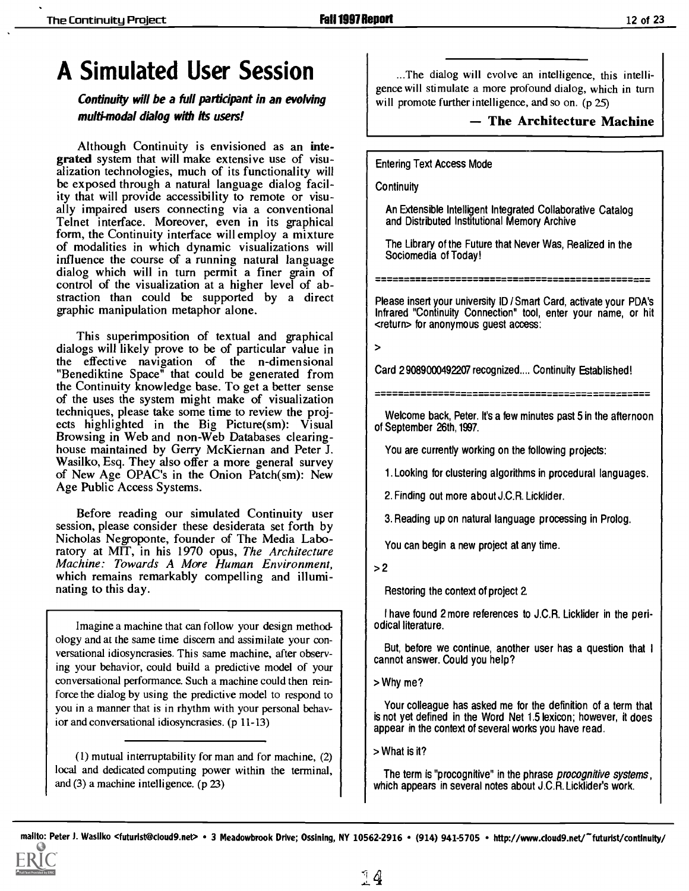# A Simulated User Session

***Continuity will be a full participant in an evolving multi-modal dialog with its users!***

Although Continuity is envisioned as an **integrated** system that will make extensive use of visualization technologies, much of its functionality will be exposed through a natural language dialog facility that will provide accessibility to remote or visually impaired users connecting via a conventional Telnet interface. Moreover, even in its graphical form, the Continuity interface will employ a mixture of modalities in which dynamic visualizations will influence the course of a running natural language dialog which will in turn permit a finer grain of control of the visualization at a higher level of abstraction than could be supported by a direct graphic manipulation metaphor alone.

This superimposition of textual and graphical dialogs will likely prove to be of particular value in the effective navigation of the n-dimensional "Benediktine Space" that could be generated from the Continuity knowledge base. To get a better sense of the uses the system might make of visualization techniques, please take some time to review the projects highlighted in the Big Picture(sm): Visual Browsing in Web and non-Web Databases clearinghouse maintained by Gerry McKiernan and Peter J. Wasilko, Esq. They also offer a more general survey of New Age OPAC's in the Onion Patch(sm): New Age Public Access Systems.

Before reading our simulated Continuity user session, please consider these desiderata set forth by Nicholas Negroponte, founder of The Media Laboratory at MIT, in his 1970 opus, *The Architecture Machine: Towards A More Human Environment*, which remains remarkably compelling and illuminating to this day.

> Imagine a machine that can follow your design methodology and at the same time discern and assimilate your conversational idiosyncrasies. This same machine, after observing your behavior, could build a predictive model of your conversational performance. Such a machine could then reinforce the dialog by using the predictive model to respond to you in a manner that is in rhythm with your personal behavior and conversational idiosyncrasies. (p 11-13)
>
> ---
>
> (1) mutual interruptability for man and for machine, (2) local and dedicated computing power within the terminal, and (3) a machine intelligence. (p 23)
>
> ---
>
> ...The dialog will evolve an intelligence, this intelligence will stimulate a more profound dialog, which in turn will promote further intelligence, and so on. (p 25)
>
> **— The Architecture Machine**

---

Entering Text Access Mode

Continuity

An Extensible Intelligent Integrated Collaborative Catalog and Distributed Institutional Memory Archive

The Library of the Future that Never Was, Realized in the Sociomedia of Today!

===============================================

Please insert your university ID / Smart Card, activate your PDA's Infrared "Continuity Connection" tool, enter your name, or hit <return> for anonymous guest access:

>

Card 29089000492207 recognized.... Continuity Established!

===============================================

Welcome back, Peter. It's a few minutes past 5 in the afternoon of September 26th, 1997.

You are currently working on the following projects:

1. Looking for clustering algorithms in procedural languages.

2. Finding out more about J.C.R. Licklider.

3. Reading up on natural language processing in Prolog.

You can begin a new project at any time.

> 2

Restoring the context of project 2.

I have found 2 more references to J.C.R. Licklider in the periodical literature.

But, before we continue, another user has a question that I cannot answer. Could you help?

> Why me?

Your colleague has asked me for the definition of a term that is not yet defined in the Word Net 1.5 lexicon; however, it does appear in the context of several works you have read.

> What is it?

The term is "procognitive" in the phrase *procognitive systems*, which appears in several notes about J.C.R. Licklider's work.

mailto: Peter J. Wasilko <futurist@cloud9.net> • 3 Meadowbrook Drive; Ossining, NY 10562-2916 • (914) 941-5705 • http://www.cloud9.net/~futurist/continuity/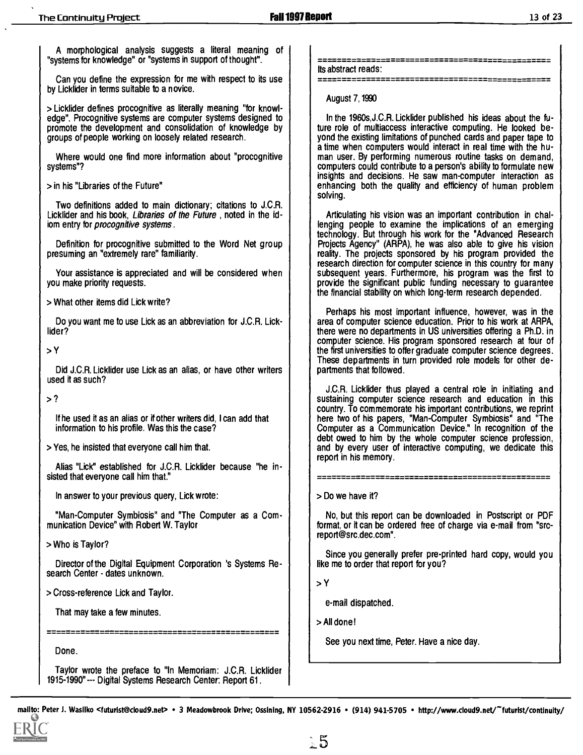A morphological analysis suggests a literal meaning of "systems for knowledge" or "systems in support of thought".

Can you define the expression for me with respect to its use by Licklider in terms suitable to a novice.

> Licklider defines procognitive as literally meaning "for knowledge". Procognitive systems are computer systems designed to promote the development and consolidation of knowledge by groups of people working on loosely related research.

Where would one find more information about "procognitive systems"?

> in his "Libraries of the Future"

Two definitions added to main dictionary; citations to J.C.R. Licklider and his book, *Libraries of the Future*, noted in the idiom entry for *procognitive systems*.

Definition for procognitive submitted to the Word Net group presuming an "extremely rare" familiarity.

Your assistance is appreciated and will be considered when you make priority requests.

> What other items did Lick write?

Do you want me to use Lick as an abbreviation for J.C.R. Licklider?

> Y

Did J.C.R. Licklider use Lick as an alias, or have other writers used it as such?

> ?

If he used it as an alias or if other writers did, I can add that information to his profile. Was this the case?

> Yes, he insisted that everyone call him that.

Alias "Lick" established for J.C.R. Licklider because "he insisted that everyone call him that."

In answer to your previous query, Lick wrote:

"Man-Computer Symbiosis" and "The Computer as a Communication Device" with Robert W. Taylor

> Who is Taylor?

Director of the Digital Equipment Corporation 's Systems Research Center - dates unknown.

> Cross-reference Lick and Taylor.

That may take a few minutes.

============================================

Done.

Taylor wrote the preface to "In Memoriam: J.C.R. Licklider 1915-1990" --- Digital Systems Research Center: Report 61.

============================================

Its abstract reads:

============================================

August 7, 1990

In the 1960s, J.C.R. Licklider published his ideas about the future role of multiaccess interactive computing. He looked beyond the existing limitations of punched cards and paper tape to a time when computers would interact in real time with the human user. By performing numerous routine tasks on demand, computers could contribute to a person's ability to formulate new insights and decisions. He saw man-computer interaction as enhancing both the quality and efficiency of human problem solving.

Articulating his vision was an important contribution in challenging people to examine the implications of an emerging technology. But through his work for the "Advanced Research Projects Agency" (ARPA), he was also able to give his vision reality. The projects sponsored by his program provided the research direction for computer science in this country for many subsequent years. Furthermore, his program was the first to provide the significant public funding necessary to guarantee the financial stability on which long-term research depended.

Perhaps his most important influence, however, was in the area of computer science education. Prior to his work at ARPA, there were no departments in US universities offering a Ph.D. in computer science. His program sponsored research at four of the first universities to offer graduate computer science degrees. These departments in turn provided role models for other departments that followed.

J.C.R. Licklider thus played a central role in initiating and sustaining computer science research and education in this country. To commemorate his important contributions, we reprint here two of his papers, "Man-Computer Symbiosis" and "The Computer as a Communication Device." In recognition of the debt owed to him by the whole computer science profession, and by every user of interactive computing, we dedicate this report in his memory.

============================================

> Do we have it?

No, but this report can be downloaded in Postscript or PDF format, or it can be ordered free of charge via e-mail from "src-report@src.dec.com".

Since you generally prefer pre-printed hard copy, would you like me to order that report for you?

> Y

e-mail dispatched.

> All done!

See you next time, Peter. Have a nice day.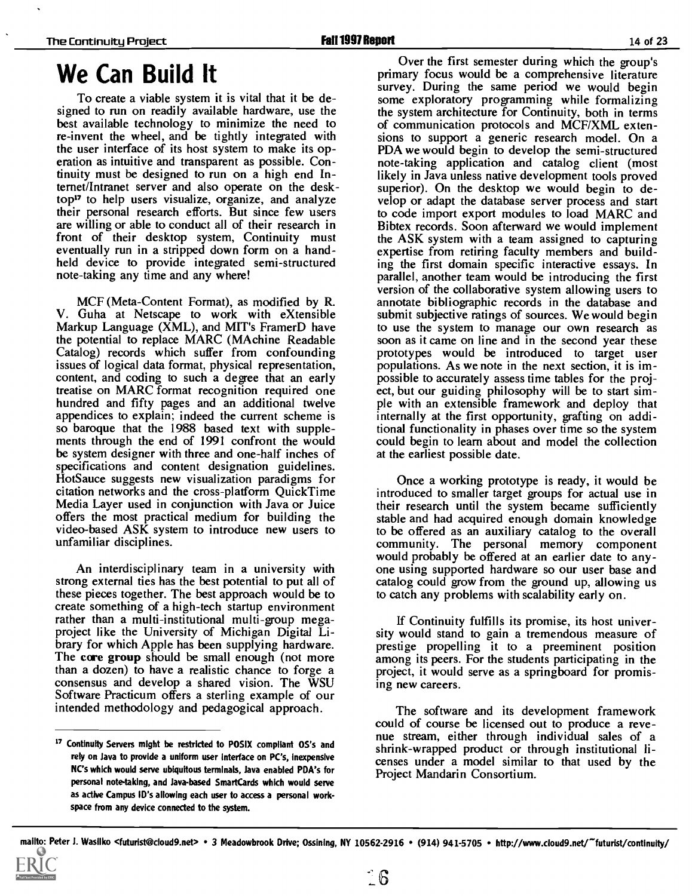# We Can Build It

To create a viable system it is vital that it be designed to run on readily available hardware, use the best available technology to minimize the need to re-invent the wheel, and be tightly integrated with the user interface of its host system to make its operation as intuitive and transparent as possible. Continuity must be designed to run on a high end Internet/Intranet server and also operate on the desktop[17] to help users visualize, organize, and analyze their personal research efforts. But since few users are willing or able to conduct all of their research in front of their desktop system, Continuity must eventually run in a stripped down form on a hand-held device to provide integrated semi-structured note-taking any time and any where!

MCF (Meta-Content Format), as modified by R. V. Guha at Netscape to work with eXtensible Markup Language (XML), and MIT's FramerD have the potential to replace MARC (MAchine Readable Catalog) records which suffer from confounding issues of logical data format, physical representation, content, and coding to such a degree that an early treatise on MARC format recognition required one hundred and fifty pages and an additional twelve appendices to explain; indeed the current scheme is so baroque that the 1988 based text with supplements through the end of 1991 confront the would be system designer with three and one-half inches of specifications and content designation guidelines. HotSauce suggests new visualization paradigms for citation networks and the cross-platform QuickTime Media Layer used in conjunction with Java or Juice offers the most practical medium for building the video-based ASK system to introduce new users to unfamiliar disciplines.

An interdisciplinary team in a university with strong external ties has the best potential to put all of these pieces together. The best approach would be to create something of a high-tech startup environment rather than a multi-institutional multi-group mega-project like the University of Michigan Digital Library for which Apple has been supplying hardware. The **core group** should be small enough (not more than a dozen) to have a realistic chance to forge a consensus and develop a shared vision. The WSU Software Practicum offers a sterling example of our intended methodology and pedagogical approach.

Over the first semester during which the group's primary focus would be a comprehensive literature survey. During the same period we would begin some exploratory programming while formalizing the system architecture for Continuity, both in terms of communication protocols and MCF/XML extensions to support a generic research model. On a PDA we would begin to develop the semi-structured note-taking application and catalog client (most likely in Java unless native development tools proved superior). On the desktop we would begin to develop or adapt the database server process and start to code import export modules to load MARC and Bibtex records. Soon afterward we would implement the ASK system with a team assigned to capturing expertise from retiring faculty members and building the first domain specific interactive essays. In parallel, another team would be introducing the first version of the collaborative system allowing users to annotate bibliographic records in the database and submit subjective ratings of sources. We would begin to use the system to manage our own research as soon as it came on line and in the second year these prototypes would be introduced to target user populations. As we note in the next section, it is impossible to accurately assess time tables for the project, but our guiding philosophy will be to start simple with an extensible framework and deploy that internally at the first opportunity, grafting on additional functionality in phases over time so the system could begin to learn about and model the collection at the earliest possible date.

Once a working prototype is ready, it would be introduced to smaller target groups for actual use in their research until the system became sufficiently stable and had acquired enough domain knowledge to be offered as an auxiliary catalog to the overall community. The personal memory component would probably be offered at an earlier date to anyone using supported hardware so our user base and catalog could grow from the ground up, allowing us to catch any problems with scalability early on.

If Continuity fulfills its promise, its host university would stand to gain a tremendous measure of prestige propelling it to a preeminent position among its peers. For the students participating in the project, it would serve as a springboard for promising new careers.

The software and its development framework could of course be licensed out to produce a revenue stream, either through individual sales of a shrink-wrapped product or through institutional licenses under a model similar to that used by the Project Mandarin Consortium.

[17] Continuity Servers might be restricted to POSIX compliant OS's and rely on Java to provide a uniform user interface on PC's, inexpensive NC's which would serve ubiquitous terminals, Java enabled PDA's for personal note-taking, and Java-based SmartCards which would serve as active Campus ID's allowing each user to access a personal workspace from any device connected to the system.

mailto: Peter J. Wasilko <futurist@cloud9.net> • 3 Meadowbrook Drive; Ossining, NY 10562-2916 • (914) 941-5705 • http://www.cloud9.net/~futurist/continuity/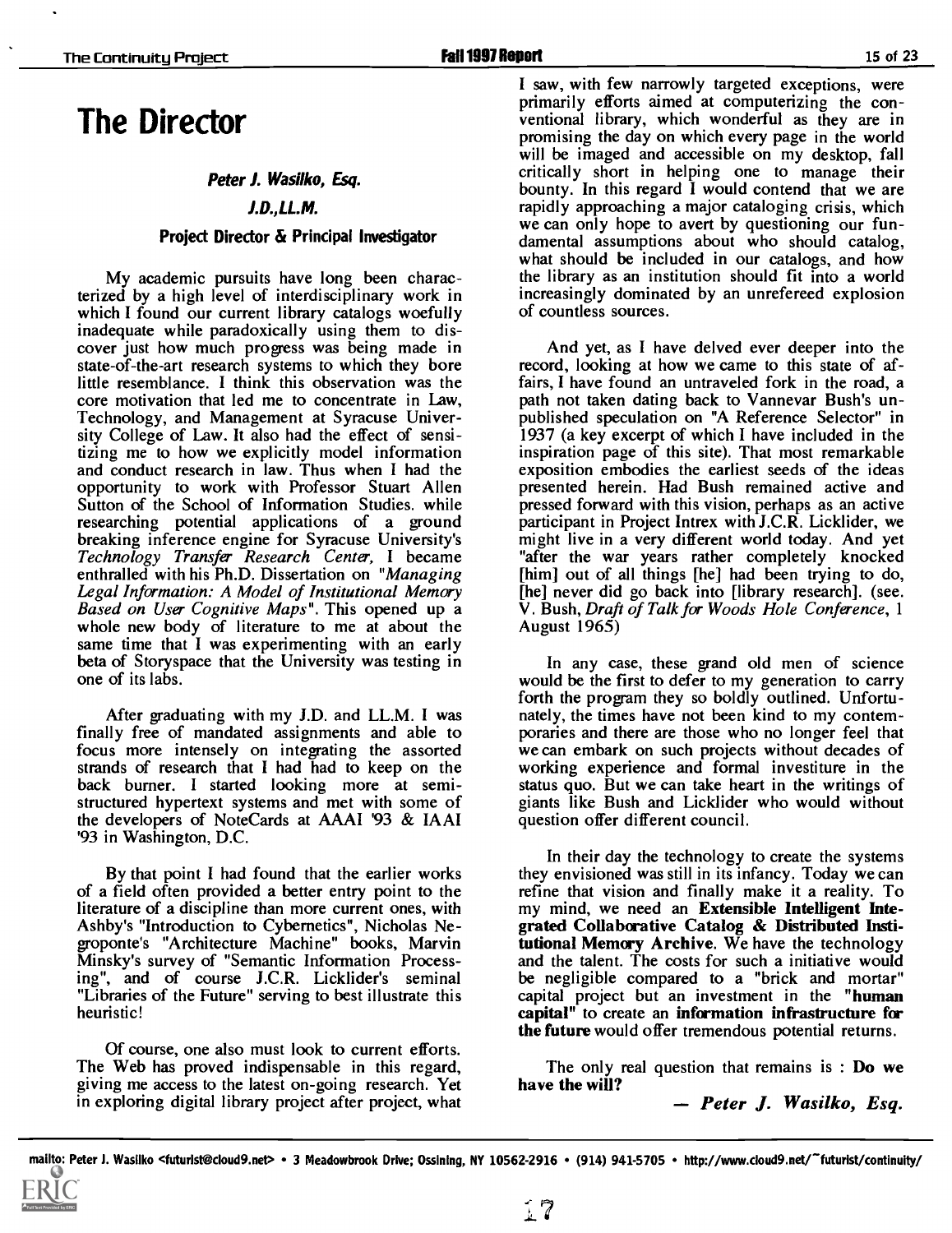# The Director

### *Peter J. Wasilko, Esq.*

### *J.D.,LL.M.*

### Project Director & Principal Investigator

My academic pursuits have long been characterized by a high level of interdisciplinary work in which I found our current library catalogs woefully inadequate while paradoxically using them to discover just how much progress was being made in state-of-the-art research systems to which they bore little resemblance. I think this observation was the core motivation that led me to concentrate in Law, Technology, and Management at Syracuse University College of Law. It also had the effect of sensitizing me to how we explicitly model information and conduct research in law. Thus when I had the opportunity to work with Professor Stuart Allen Sutton of the School of Information Studies. while researching potential applications of a ground breaking inference engine for Syracuse University's *Technology Transfer Research Center*, I became enthralled with his Ph.D. Dissertation on *"Managing Legal Information: A Model of Institutional Memory Based on User Cognitive Maps"*. This opened up a whole new body of literature to me at about the same time that I was experimenting with an early beta of Storyspace that the University was testing in one of its labs.

After graduating with my J.D. and LL.M. I was finally free of mandated assignments and able to focus more intensely on integrating the assorted strands of research that I had had to keep on the back burner. I started looking more at semi-structured hypertext systems and met with some of the developers of NoteCards at AAAI '93 & IAAI '93 in Washington, D.C.

By that point I had found that the earlier works of a field often provided a better entry point to the literature of a discipline than more current ones, with Ashby's "Introduction to Cybernetics", Nicholas Negroponte's "Architecture Machine" books, Marvin Minsky's survey of "Semantic Information Processing", and of course J.C.R. Licklider's seminal "Libraries of the Future" serving to best illustrate this heuristic!

Of course, one also must look to current efforts. The Web has proved indispensable in this regard, giving me access to the latest on-going research. Yet in exploring digital library project after project, what I saw, with few narrowly targeted exceptions, were primarily efforts aimed at computerizing the conventional library, which wonderful as they are in promising the day on which every page in the world will be imaged and accessible on my desktop, fall critically short in helping one to manage their bounty. In this regard I would contend that we are rapidly approaching a major cataloging crisis, which we can only hope to avert by questioning our fundamental assumptions about who should catalog, what should be included in our catalogs, and how the library as an institution should fit into a world increasingly dominated by an unrefereed explosion of countless sources.

And yet, as I have delved ever deeper into the record, looking at how we came to this state of affairs, I have found an untraveled fork in the road, a path not taken dating back to Vannevar Bush's unpublished speculation on "A Reference Selector" in 1937 (a key excerpt of which I have included in the inspiration page of this site). That most remarkable exposition embodies the earliest seeds of the ideas presented herein. Had Bush remained active and pressed forward with this vision, perhaps as an active participant in Project Intrex with J.C.R. Licklider, we might live in a very different world today. And yet "after the war years rather completely knocked [him] out of all things [he] had been trying to do, [he] never did go back into [library research]. (see. V. Bush, *Draft of Talk for Woods Hole Conference*, 1 August 1965)

In any case, these grand old men of science would be the first to defer to my generation to carry forth the program they so boldly outlined. Unfortunately, the times have not been kind to my contemporaries and there are those who no longer feel that we can embark on such projects without decades of working experience and formal investiture in the status quo. But we can take heart in the writings of giants like Bush and Licklider who would without question offer different council.

In their day the technology to create the systems they envisioned was still in its infancy. Today we can refine that vision and finally make it a reality. To my mind, we need an **Extensible Intelligent Integrated Collaborative Catalog & Distributed Institutional Memory Archive**. We have the technology and the talent. The costs for such a initiative would be negligible compared to a "brick and mortar" capital project but an investment in the **"human capital"** to create an **information infrastructure for the future** would offer tremendous potential returns.

The only real question that remains is : **Do we have the will?**

— ***Peter J. Wasilko, Esq.***

mailto: Peter J. Wasilko <futurist@cloud9.net> • 3 Meadowbrook Drive; Ossining, NY 10562-2916 • (914) 941-5705 • http://www.cloud9.net/~futurist/continuity/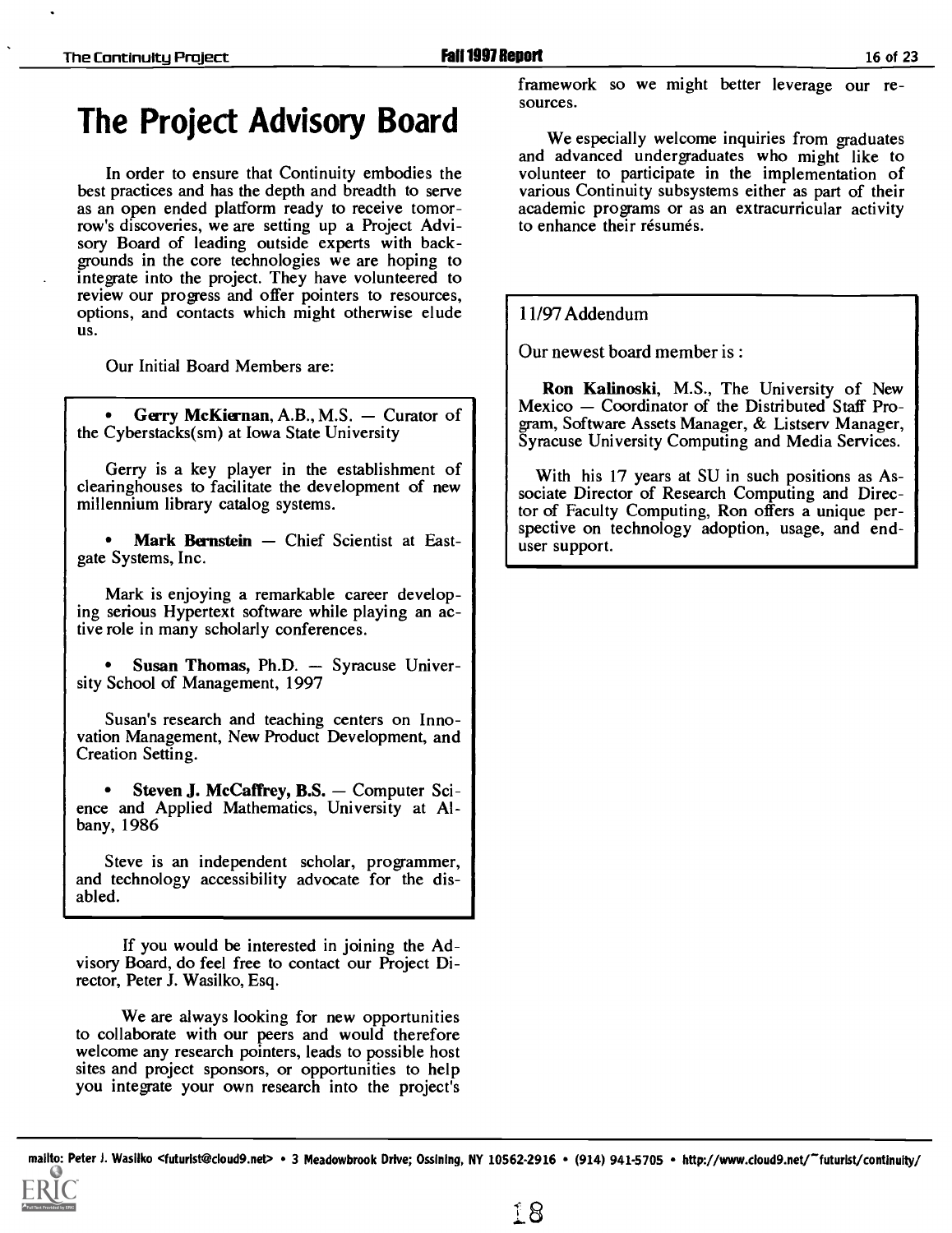# The Project Advisory Board

In order to ensure that Continuity embodies the best practices and has the depth and breadth to serve as an open ended platform ready to receive tomorrow's discoveries, we are setting up a Project Advisory Board of leading outside experts with backgrounds in the core technologies we are hoping to integrate into the project. They have volunteered to review our progress and offer pointers to resources, options, and contacts which might otherwise elude us.

Our Initial Board Members are:

- **Gerry McKiernan**, A.B., M.S. — Curator of the Cyberstacks(sm) at Iowa State University

Gerry is a key player in the establishment of clearinghouses to facilitate the development of new millennium library catalog systems.

- **Mark Bernstein** — Chief Scientist at Eastgate Systems, Inc.

Mark is enjoying a remarkable career developing serious Hypertext software while playing an active role in many scholarly conferences.

- **Susan Thomas**, Ph.D. — Syracuse University School of Management, 1997

Susan's research and teaching centers on Innovation Management, New Product Development, and Creation Setting.

- **Steven J. McCaffrey, B.S.** — Computer Science and Applied Mathematics, University at Albany, 1986

Steve is an independent scholar, programmer, and technology accessibility advocate for the disabled.

If you would be interested in joining the Advisory Board, do feel free to contact our Project Director, Peter J. Wasilko, Esq.

We are always looking for new opportunities to collaborate with our peers and would therefore welcome any research pointers, leads to possible host sites and project sponsors, or opportunities to help you integrate your own research into the project's framework so we might better leverage our resources.

We especially welcome inquiries from graduates and advanced undergraduates who might like to volunteer to participate in the implementation of various Continuity subsystems either as part of their academic programs or as an extracurricular activity to enhance their résumés.

11/97 Addendum

Our newest board member is :

**Ron Kalinoski**, M.S., The University of New Mexico — Coordinator of the Distributed Staff Program, Software Assets Manager, & Listserv Manager, Syracuse University Computing and Media Services.

With his 17 years at SU in such positions as Associate Director of Research Computing and Director of Faculty Computing, Ron offers a unique perspective on technology adoption, usage, and end-user support.

mailto: Peter J. Wasilko <futurist@cloud9.net> • 3 Meadowbrook Drive; Ossining, NY 10562-2916 • (914) 941-5705 • http://www.cloud9.net/~futurist/continuity/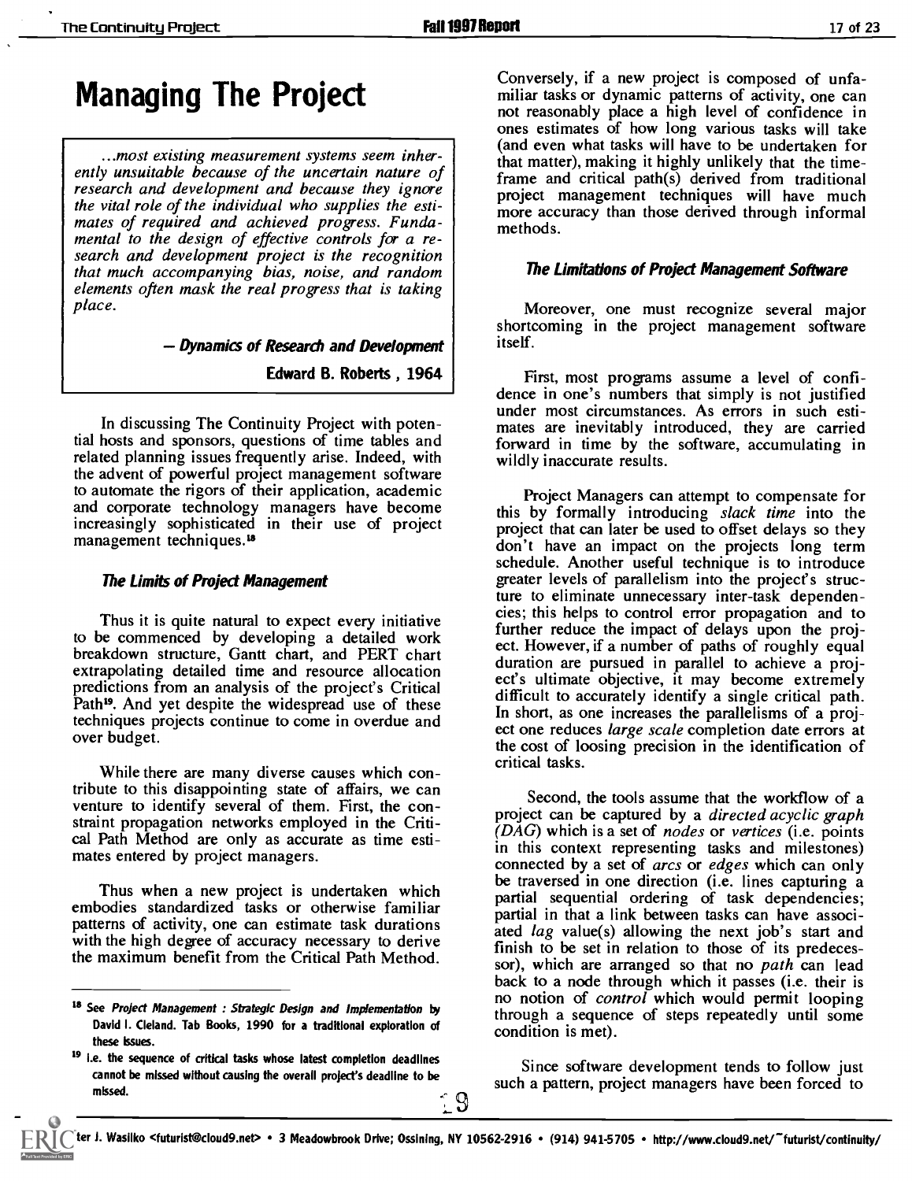# Managing The Project

> *...most existing measurement systems seem inherently unsuitable because of the uncertain nature of research and development and because they ignore the vital role of the individual who supplies the estimates of required and achieved progress. Fundamental to the design of effective controls for a research and development project is the recognition that much accompanying bias, noise, and random elements often mask the real progress that is taking place.*
>
> **— *Dynamics of Research and Development***
>
> **Edward B. Roberts , 1964**

In discussing The Continuity Project with potential hosts and sponsors, questions of time tables and related planning issues frequently arise. Indeed, with the advent of powerful project management software to automate the rigors of their application, academic and corporate technology managers have become increasingly sophisticated in their use of project management techniques.[18]

### *The Limits of Project Management*

Thus it is quite natural to expect every initiative to be commenced by developing a detailed work breakdown structure, Gantt chart, and PERT chart extrapolating detailed time and resource allocation predictions from an analysis of the project's Critical Path[19]. And yet despite the widespread use of these techniques projects continue to come in overdue and over budget.

While there are many diverse causes which contribute to this disappointing state of affairs, we can venture to identify several of them. First, the constraint propagation networks employed in the Critical Path Method are only as accurate as time estimates entered by project managers.

Thus when a new project is undertaken which embodies standardized tasks or otherwise familiar patterns of activity, one can estimate task durations with the high degree of accuracy necessary to derive the maximum benefit from the Critical Path Method.

Conversely, if a new project is composed of unfamiliar tasks or dynamic patterns of activity, one can not reasonably place a high level of confidence in ones estimates of how long various tasks will take (and even what tasks will have to be undertaken for that matter), making it highly unlikely that the timeframe and critical path(s) derived from traditional project management techniques will have much more accuracy than those derived through informal methods.

### *The Limitations of Project Management Software*

Moreover, one must recognize several major shortcoming in the project management software itself.

First, most programs assume a level of confidence in one's numbers that simply is not justified under most circumstances. As errors in such estimates are inevitably introduced, they are carried forward in time by the software, accumulating in wildly inaccurate results.

Project Managers can attempt to compensate for this by formally introducing *slack time* into the project that can later be used to offset delays so they don't have an impact on the projects long term schedule. Another useful technique is to introduce greater levels of parallelism into the project's structure to eliminate unnecessary inter-task dependencies; this helps to control error propagation and to further reduce the impact of delays upon the project. However, if a number of paths of roughly equal duration are pursued in parallel to achieve a project's ultimate objective, it may become extremely difficult to accurately identify a single critical path. In short, as one increases the parallelisms of a project one reduces *large scale* completion date errors at the cost of loosing precision in the identification of critical tasks.

Second, the tools assume that the workflow of a project can be captured by a *directed acyclic graph (DAG)* which is a set of *nodes* or *vertices* (i.e. points in this context representing tasks and milestones) connected by a set of *arcs* or *edges* which can only be traversed in one direction (i.e. lines capturing a partial sequential ordering of task dependencies; partial in that a link between tasks can have associated *lag* value(s) allowing the next job's start and finish to be set in relation to those of its predecessor), which are arranged so that no *path* can lead back to a node through which it passes (i.e. their is no notion of *control* which would permit looping through a sequence of steps repeatedly until some condition is met).

Since software development tends to follow just such a pattern, project managers have been forced to

---

[18] See *Project Management : Strategic Design and Implementation* by David I. Cleland. Tab Books, 1990 for a traditional exploration of these issues.

[19] I.e. the sequence of critical tasks whose latest completion deadlines cannot be missed without causing the overall project's deadline to be missed.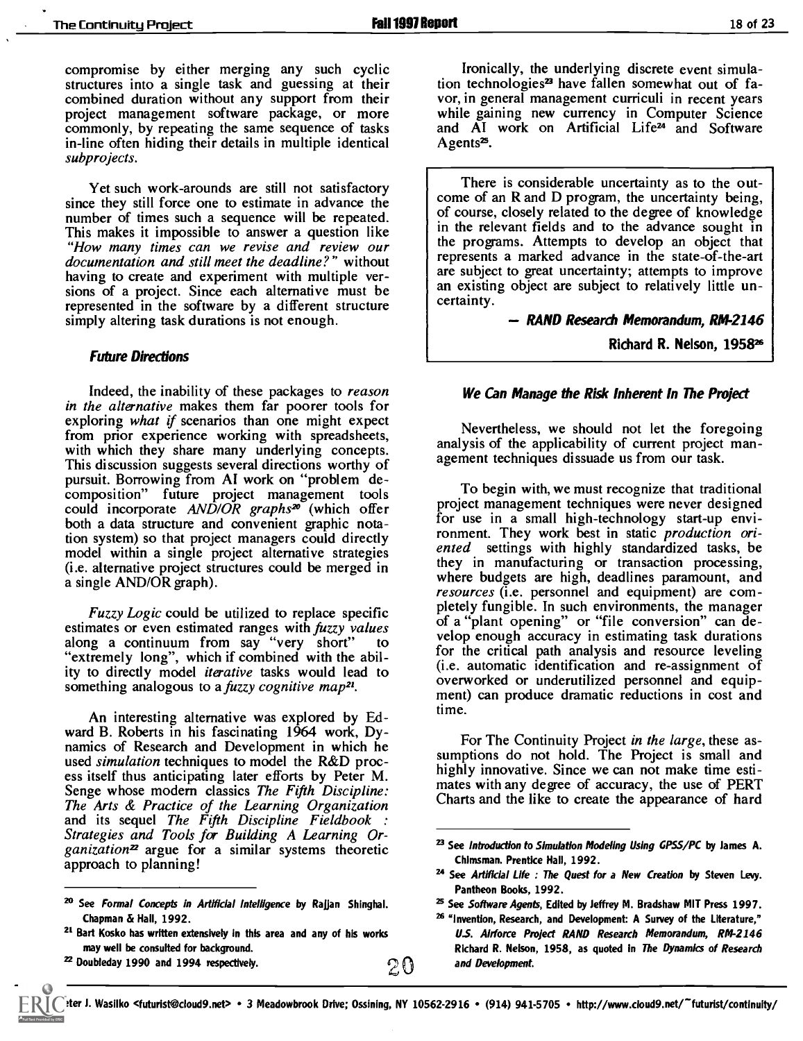compromise by either merging any such cyclic structures into a single task and guessing at their combined duration without any support from their project management software package, or more commonly, by repeating the same sequence of tasks in-line often hiding their details in multiple identical *subprojects*.

Yet such work-arounds are still not satisfactory since they still force one to estimate in advance the number of times such a sequence will be repeated. This makes it impossible to answer a question like *"How many times can we revise and review our documentation and still meet the deadline?"* without having to create and experiment with multiple versions of a project. Since each alternative must be represented in the software by a different structure simply altering task durations is not enough.

### Future Directions

Indeed, the inability of these packages to *reason in the alternative* makes them far poorer tools for exploring *what if* scenarios than one might expect from prior experience working with spreadsheets, with which they share many underlying concepts. This discussion suggests several directions worthy of pursuit. Borrowing from AI work on "problem decomposition" future project management tools could incorporate *AND/OR graphs*[20] (which offer both a data structure and convenient graphic notation system) so that project managers could directly model within a single project alternative strategies (i.e. alternative project structures could be merged in a single AND/OR graph).

*Fuzzy Logic* could be utilized to replace specific estimates or even estimated ranges with *fuzzy values* along a continuum from say "very short" to "extremely long", which if combined with the ability to directly model *iterative* tasks would lead to something analogous to a *fuzzy cognitive map*[21].

An interesting alternative was explored by Edward B. Roberts in his fascinating 1964 work, Dynamics of Research and Development in which he used *simulation* techniques to model the R&D process itself thus anticipating later efforts by Peter M. Senge whose modern classics *The Fifth Discipline: The Arts & Practice of the Learning Organization* and its sequel *The Fifth Discipline Fieldbook : Strategies and Tools for Building A Learning Organization*[22] argue for a similar systems theoretic approach to planning!

Ironically, the underlying discrete event simulation technologies[23] have fallen somewhat out of favor, in general management curriculi in recent years while gaining new currency in Computer Science and AI work on Artificial Life[24] and Software Agents[25].

> There is considerable uncertainty as to the outcome of an R and D program, the uncertainty being, of course, closely related to the degree of knowledge in the relevant fields and to the advance sought in the programs. Attempts to develop an object that represents a marked advance in the state-of-the-art are subject to great uncertainty; attempts to improve an existing object are subject to relatively little uncertainty.
>
> — ***RAND Research Memorandum, RM-2146***
>
> **Richard R. Nelson, 1958**[26]

### We Can Manage the Risk Inherent In The Project

Nevertheless, we should not let the foregoing analysis of the applicability of current project management techniques dissuade us from our task.

To begin with, we must recognize that traditional project management techniques were never designed for use in a small high-technology start-up environment. They work best in static *production oriented* settings with highly standardized tasks, be they in manufacturing or transaction processing, where budgets are high, deadlines paramount, and *resources* (i.e. personnel and equipment) are completely fungible. In such environments, the manager of a "plant opening" or "file conversion" can develop enough accuracy in estimating task durations for the critical path analysis and resource leveling (i.e. automatic identification and re-assignment of overworked or underutilized personnel and equipment) can produce dramatic reductions in cost and time.

For The Continuity Project *in the large*, these assumptions do not hold. The Project is small and highly innovative. Since we can not make time estimates with any degree of accuracy, the use of PERT Charts and the like to create the appearance of hard

---

[20] See *Formal Concepts in Artificial Intelligence* by Rajjan Shinghal. Chapman & Hall, 1992.

[21] Bart Kosko has written extensively in this area and any of his works may well be consulted for background.

[22] Doubleday 1990 and 1994 respectively.

[23] See *Introduction to Simulation Modeling Using GPSS/PC* by James A. Chimsman. Prentice Hall, 1992.

[24] See *Artificial Life : The Quest for a New Creation* by Steven Levy. Pantheon Books, 1992.

[25] See *Software Agents*, Edited by Jeffrey M. Bradshaw MIT Press 1997.

[26] "Invention, Research, and Development: A Survey of the Literature," *U.S. Airforce Project RAND Research Memorandum, RM-2146* Richard R. Nelson, 1958, as quoted in *The Dynamics of Research and Development*.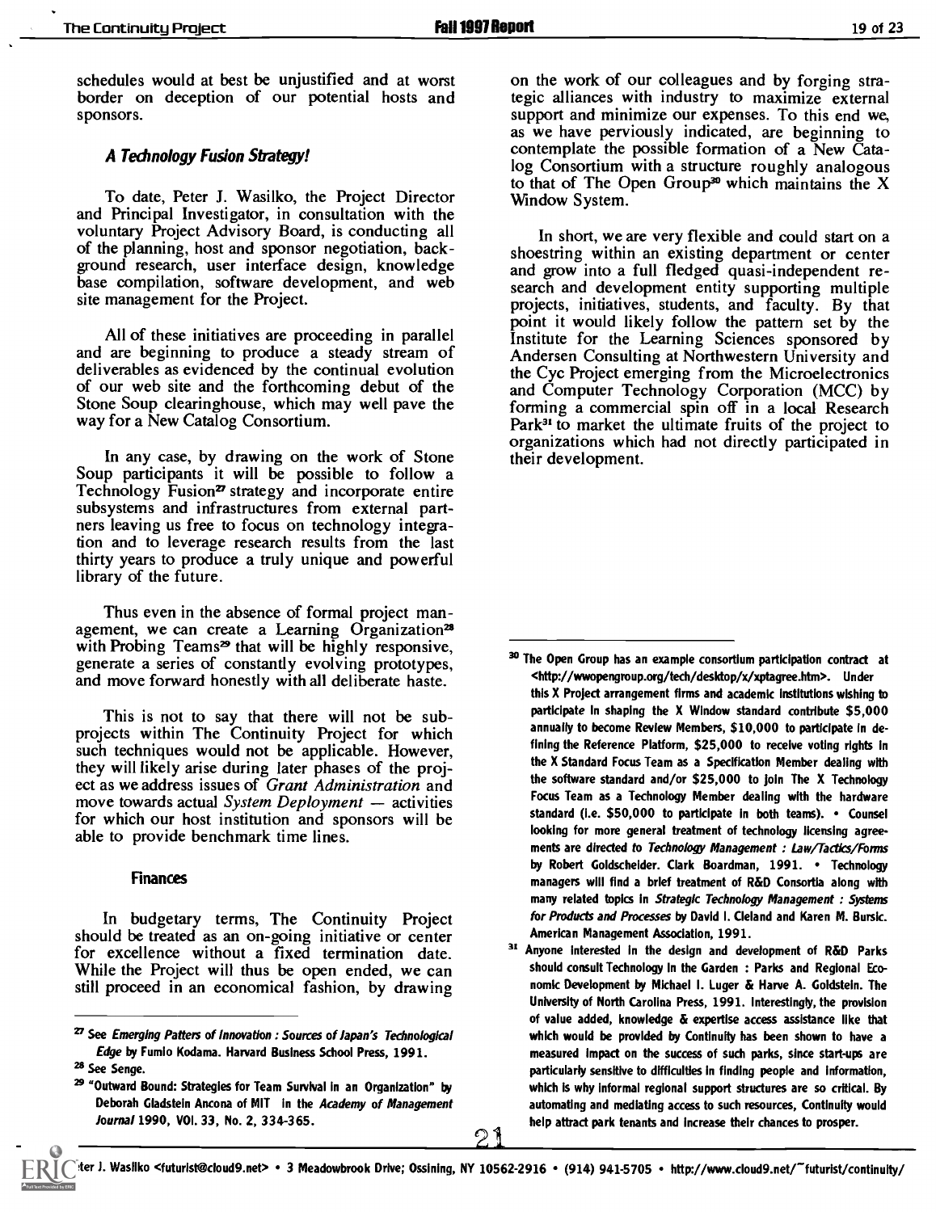schedules would at best be unjustified and at worst border on deception of our potential hosts and sponsors.

### *A Technology Fusion Strategy!*

To date, Peter J. Wasilko, the Project Director and Principal Investigator, in consultation with the voluntary Project Advisory Board, is conducting all of the planning, host and sponsor negotiation, background research, user interface design, knowledge base compilation, software development, and web site management for the Project.

All of these initiatives are proceeding in parallel and are beginning to produce a steady stream of deliverables as evidenced by the continual evolution of our web site and the forthcoming debut of the Stone Soup clearinghouse, which may well pave the way for a New Catalog Consortium.

In any case, by drawing on the work of Stone Soup participants it will be possible to follow a Technology Fusion[27] strategy and incorporate entire subsystems and infrastructures from external partners leaving us free to focus on technology integration and to leverage research results from the last thirty years to produce a truly unique and powerful library of the future.

Thus even in the absence of formal project management, we can create a Learning Organization[28] with Probing Teams[29] that will be highly responsive, generate a series of constantly evolving prototypes, and move forward honestly with all deliberate haste.

This is not to say that there will not be subprojects within The Continuity Project for which such techniques would not be applicable. However, they will likely arise during later phases of the project as we address issues of *Grant Administration* and move towards actual *System Deployment* — activities for which our host institution and sponsors will be able to provide benchmark time lines.

### Finances

In budgetary terms, The Continuity Project should be treated as an on-going initiative or center for excellence without a fixed termination date. While the Project will thus be open ended, we can still proceed in an economical fashion, by drawing on the work of our colleagues and by forging strategic alliances with industry to maximize external support and minimize our expenses. To this end we, as we have perviously indicated, are beginning to contemplate the possible formation of a New Catalog Consortium with a structure roughly analogous to that of The Open Group[30] which maintains the X Window System.

In short, we are very flexible and could start on a shoestring within an existing department or center and grow into a full fledged quasi-independent research and development entity supporting multiple projects, initiatives, students, and faculty. By that point it would likely follow the pattern set by the Institute for the Learning Sciences sponsored by Andersen Consulting at Northwestern University and the Cyc Project emerging from the Microelectronics and Computer Technology Corporation (MCC) by forming a commercial spin off in a local Research Park[31] to market the ultimate fruits of the project to organizations which had not directly participated in their development.

---

[27] See *Emerging Patters of Innovation : Sources of Japan's Technological Edge* by Fumio Kodama. Harvard Business School Press, 1991.

[28] See Senge.

[29] "Outward Bound: Strategies for Team Survival in an Organization" by Deborah Gladstein Ancona of MIT in the *Academy of Management Journal* 1990, VOl. 33, No. 2, 334-365.

[30] The Open Group has an example consortium participation contract at <http://wwopengroup.org/tech/desktop/x/xptagree.htm>. Under this X Project arrangement firms and academic institutions wishing to participate in shaping the X Window standard contribute $5,000 annually to become Review Members, $10,000 to participate in defining the Reference Platform, $25,000 to receive voting rights in the X Standard Focus Team as a Specification Member dealing with the software standard and/or $25,000 to join The X Technology Focus Team as a Technology Member dealing with the hardware standard (i.e. $50,000 to participate in both teams). • Counsel looking for more general treatment of technology licensing agreements are directed to *Technology Management : Law/Tactics/Forms* by Robert Goldscheider. Clark Boardman, 1991. • Technology managers will find a brief treatment of R&D Consortia along with many related topics in *Strategic Technology Management : Systems for Products and Processes* by David I. Cleland and Karen M. Bursic. American Management Association, 1991.

[31] Anyone interested in the design and development of R&D Parks should consult Technology in the Garden : Parks and Regional Economic Development by Michael I. Luger & Harve A. Goldstein. The University of North Carolina Press, 1991. Interestingly, the provision of value added, knowledge & expertise access assistance like that which would be provided by Continuity has been shown to have a measured impact on the success of such parks, since start-ups are particularly sensitive to difficulties in finding people and information, which is why informal regional support structures are so critical. By automating and mediating access to such resources, Continuity would help attract park tenants and increase their chances to prosper.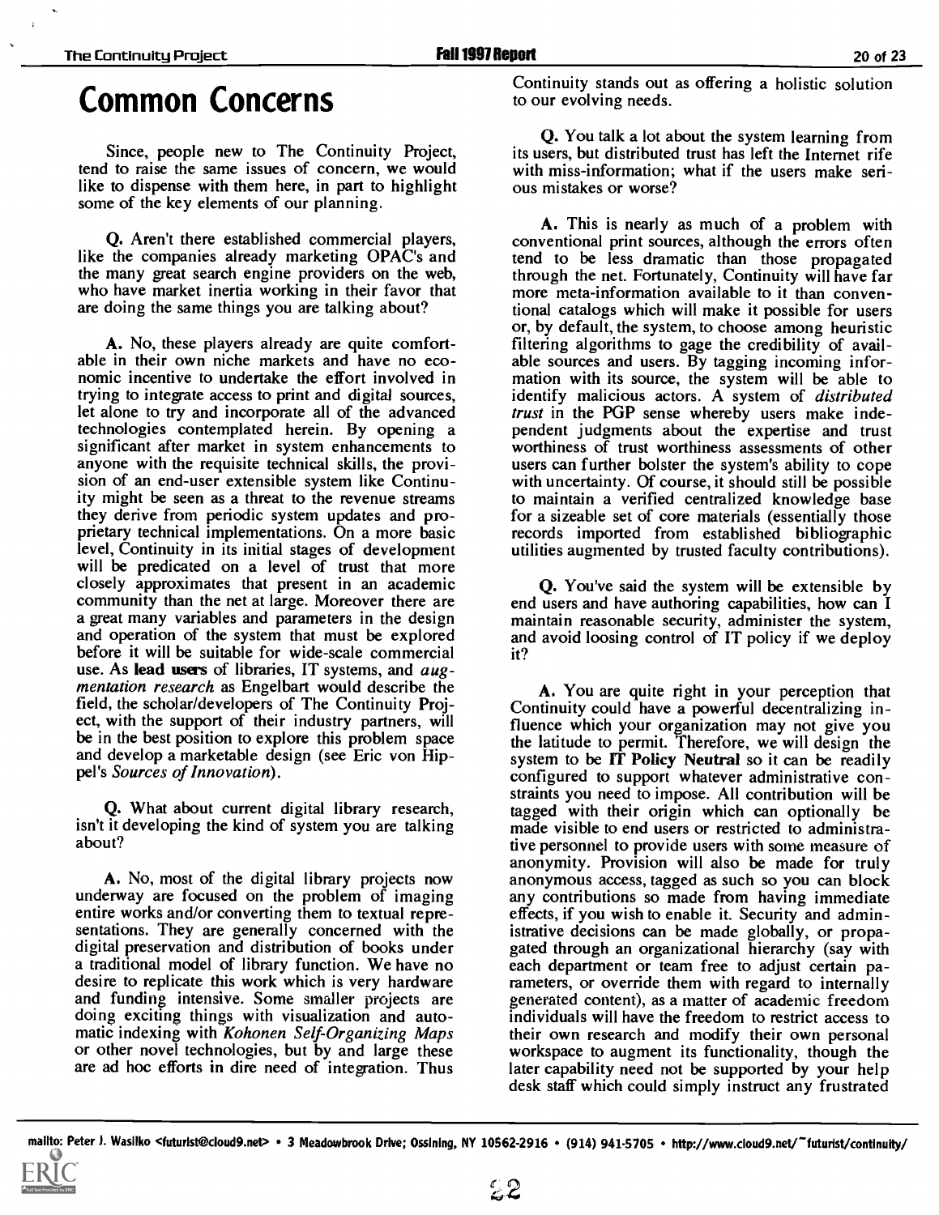# Common Concerns

Since, people new to The Continuity Project, tend to raise the same issues of concern, we would like to dispense with them here, in part to highlight some of the key elements of our planning.

Q. Aren't there established commercial players, like the companies already marketing OPAC's and the many great search engine providers on the web, who have market inertia working in their favor that are doing the same things you are talking about?

A. No, these players already are quite comfortable in their own niche markets and have no economic incentive to undertake the effort involved in trying to integrate access to print and digital sources, let alone to try and incorporate all of the advanced technologies contemplated herein. By opening a significant after market in system enhancements to anyone with the requisite technical skills, the provision of an end-user extensible system like Continuity might be seen as a threat to the revenue streams they derive from periodic system updates and proprietary technical implementations. On a more basic level, Continuity in its initial stages of development will be predicated on a level of trust that more closely approximates that present in an academic community than the net at large. Moreover there are a great many variables and parameters in the design and operation of the system that must be explored before it will be suitable for wide-scale commercial use. As **lead users** of libraries, IT systems, and *augmentation research* as Engelbart would describe the field, the scholar/developers of The Continuity Project, with the support of their industry partners, will be in the best position to explore this problem space and develop a marketable design (see Eric von Hippel's *Sources of Innovation*).

Q. What about current digital library research, isn't it developing the kind of system you are talking about?

A. No, most of the digital library projects now underway are focused on the problem of imaging entire works and/or converting them to textual representations. They are generally concerned with the digital preservation and distribution of books under a traditional model of library function. We have no desire to replicate this work which is very hardware and funding intensive. Some smaller projects are doing exciting things with visualization and automatic indexing with *Kohonen Self-Organizing Maps* or other novel technologies, but by and large these are ad hoc efforts in dire need of integration. Thus Continuity stands out as offering a holistic solution to our evolving needs.

Q. You talk a lot about the system learning from its users, but distributed trust has left the Internet rife with miss-information; what if the users make serious mistakes or worse?

A. This is nearly as much of a problem with conventional print sources, although the errors often tend to be less dramatic than those propagated through the net. Fortunately, Continuity will have far more meta-information available to it than conventional catalogs which will make it possible for users or, by default, the system, to choose among heuristic filtering algorithms to gage the credibility of available sources and users. By tagging incoming information with its source, the system will be able to identify malicious actors. A system of *distributed trust* in the PGP sense whereby users make independent judgments about the expertise and trust worthiness of trust worthiness assessments of other users can further bolster the system's ability to cope with uncertainty. Of course, it should still be possible to maintain a verified centralized knowledge base for a sizeable set of core materials (essentially those records imported from established bibliographic utilities augmented by trusted faculty contributions).

Q. You've said the system will be extensible by end users and have authoring capabilities, how can I maintain reasonable security, administer the system, and avoid loosing control of IT policy if we deploy it?

A. You are quite right in your perception that Continuity could have a powerful decentralizing influence which your organization may not give you the latitude to permit. Therefore, we will design the system to be **IT Policy Neutral** so it can be readily configured to support whatever administrative constraints you need to impose. All contribution will be tagged with their origin which can optionally be made visible to end users or restricted to administrative personnel to provide users with some measure of anonymity. Provision will also be made for truly anonymous access, tagged as such so you can block any contributions so made from having immediate effects, if you wish to enable it. Security and administrative decisions can be made globally, or propagated through an organizational hierarchy (say with each department or team free to adjust certain parameters, or override them with regard to internally generated content), as a matter of academic freedom individuals will have the freedom to restrict access to their own research and modify their own personal workspace to augment its functionality, though the later capability need not be supported by your help desk staff which could simply instruct any frustrated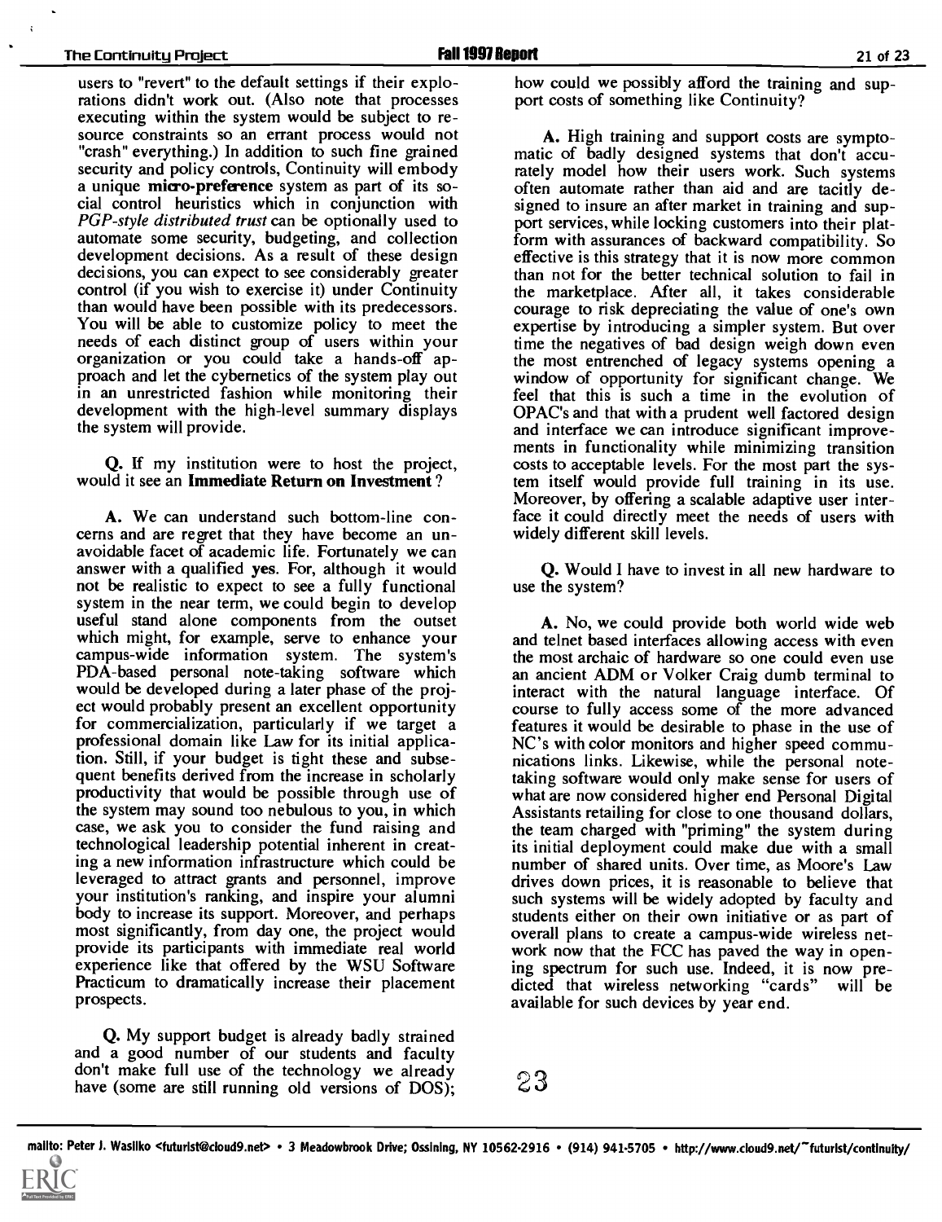users to "revert" to the default settings if their explorations didn't work out. (Also note that processes executing within the system would be subject to resource constraints so an errant process would not "crash" everything.) In addition to such fine grained security and policy controls, Continuity will embody a unique **micro-preference** system as part of its social control heuristics which in conjunction with *PGP-style distributed trust* can be optionally used to automate some security, budgeting, and collection development decisions. As a result of these design decisions, you can expect to see considerably greater control (if you wish to exercise it) under Continuity than would have been possible with its predecessors. You will be able to customize policy to meet the needs of each distinct group of users within your organization or you could take a hands-off approach and let the cybernetics of the system play out in an unrestricted fashion while monitoring their development with the high-level summary displays the system will provide.

**Q.** If my institution were to host the project, would it see an **Immediate Return on Investment**?

**A.** We can understand such bottom-line concerns and are regret that they have become an unavoidable facet of academic life. Fortunately we can answer with a qualified **yes**. For, although it would not be realistic to expect to see a fully functional system in the near term, we could begin to develop useful stand alone components from the outset which might, for example, serve to enhance your campus-wide information system. The system's PDA-based personal note-taking software which would be developed during a later phase of the project would probably present an excellent opportunity for commercialization, particularly if we target a professional domain like Law for its initial application. Still, if your budget is tight these and subsequent benefits derived from the increase in scholarly productivity that would be possible through use of the system may sound too nebulous to you, in which case, we ask you to consider the fund raising and technological leadership potential inherent in creating a new information infrastructure which could be leveraged to attract grants and personnel, improve your institution's ranking, and inspire your alumni body to increase its support. Moreover, and perhaps most significantly, from day one, the project would provide its participants with immediate real world experience like that offered by the WSU Software Practicum to dramatically increase their placement prospects.

**Q.** My support budget is already badly strained and a good number of our students and faculty don't make full use of the technology we already have (some are still running old versions of DOS); how could we possibly afford the training and support costs of something like Continuity?

**A.** High training and support costs are symptomatic of badly designed systems that don't accurately model how their users work. Such systems often automate rather than aid and are tacitly designed to insure an after market in training and support services, while locking customers into their platform with assurances of backward compatibility. So effective is this strategy that it is now more common than not for the better technical solution to fail in the marketplace. After all, it takes considerable courage to risk depreciating the value of one's own expertise by introducing a simpler system. But over time the negatives of bad design weigh down even the most entrenched of legacy systems opening a window of opportunity for significant change. We feel that this is such a time in the evolution of OPAC's and that with a prudent well factored design and interface we can introduce significant improvements in functionality while minimizing transition costs to acceptable levels. For the most part the system itself would provide full training in its use. Moreover, by offering a scalable adaptive user interface it could directly meet the needs of users with widely different skill levels.

**Q.** Would I have to invest in all new hardware to use the system?

**A.** No, we could provide both world wide web and telnet based interfaces allowing access with even the most archaic of hardware so one could even use an ancient ADM or Volker Craig dumb terminal to interact with the natural language interface. Of course to fully access some of the more advanced features it would be desirable to phase in the use of NC's with color monitors and higher speed communications links. Likewise, while the personal note-taking software would only make sense for users of what are now considered higher end Personal Digital Assistants retailing for close to one thousand dollars, the team charged with "priming" the system during its initial deployment could make due with a small number of shared units. Over time, as Moore's Law drives down prices, it is reasonable to believe that such systems will be widely adopted by faculty and students either on their own initiative or as part of overall plans to create a campus-wide wireless network now that the FCC has paved the way in opening spectrum for such use. Indeed, it is now predicted that wireless networking "cards" will be available for such devices by year end.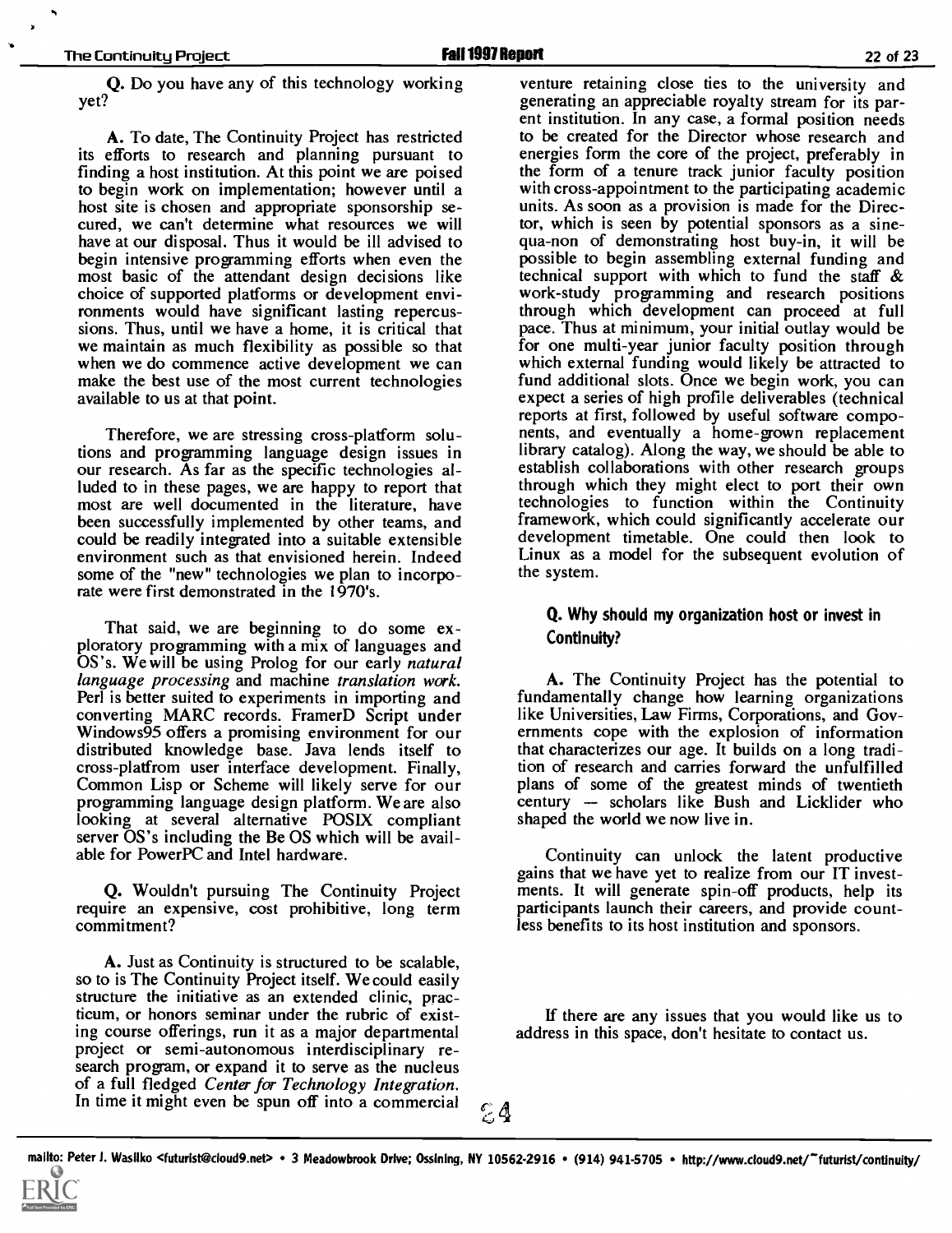**Q.** Do you have any of this technology working yet?

**A.** To date, The Continuity Project has restricted its efforts to research and planning pursuant to finding a host institution. At this point we are poised to begin work on implementation; however until a host site is chosen and appropriate sponsorship secured, we can't determine what resources we will have at our disposal. Thus it would be ill advised to begin intensive programming efforts when even the most basic of the attendant design decisions like choice of supported platforms or development environments would have significant lasting repercussions. Thus, until we have a home, it is critical that we maintain as much flexibility as possible so that when we do commence active development we can make the best use of the most current technologies available to us at that point.

Therefore, we are stressing cross-platform solutions and programming language design issues in our research. As far as the specific technologies alluded to in these pages, we are happy to report that most are well documented in the literature, have been successfully implemented by other teams, and could be readily integrated into a suitable extensible environment such as that envisioned herein. Indeed some of the "new" technologies we plan to incorporate were first demonstrated in the 1970's.

That said, we are beginning to do some exploratory programming with a mix of languages and OS's. We will be using Prolog for our early *natural language processing* and machine *translation work.* Perl is better suited to experiments in importing and converting MARC records. FramerD Script under Windows95 offers a promising environment for our distributed knowledge base. Java lends itself to cross-platfrom user interface development. Finally, Common Lisp or Scheme will likely serve for our programming language design platform. We are also looking at several alternative POSIX compliant server OS's including the Be OS which will be available for PowerPC and Intel hardware.

**Q.** Wouldn't pursuing The Continuity Project require an expensive, cost prohibitive, long term commitment?

**A.** Just as Continuity is structured to be scalable, so to is The Continuity Project itself. We could easily structure the initiative as an extended clinic, practicum, or honors seminar under the rubric of existing course offerings, run it as a major departmental project or semi-autonomous interdisciplinary research program, or expand it to serve as the nucleus of a full fledged *Center for Technology Integration.* In time it might even be spun off into a commercial venture retaining close ties to the university and generating an appreciable royalty stream for its parent institution. In any case, a formal position needs to be created for the Director whose research and energies form the core of the project, preferably in the form of a tenure track junior faculty position with cross-appointment to the participating academic units. As soon as a provision is made for the Director, which is seen by potential sponsors as a sine-qua-non of demonstrating host buy-in, it will be possible to begin assembling external funding and technical support with which to fund the staff & work-study programming and research positions through which development can proceed at full pace. Thus at minimum, your initial outlay would be for one multi-year junior faculty position through which external funding would likely be attracted to fund additional slots. Once we begin work, you can expect a series of high profile deliverables (technical reports at first, followed by useful software components, and eventually a home-grown replacement library catalog). Along the way, we should be able to establish collaborations with other research groups through which they might elect to port their own technologies to function within the Continuity framework, which could significantly accelerate our development timetable. One could then look to Linux as a model for the subsequent evolution of the system.

### Q. Why should my organization host or invest in Continuity?

**A.** The Continuity Project has the potential to fundamentally change how learning organizations like Universities, Law Firms, Corporations, and Governments cope with the explosion of information that characterizes our age. It builds on a long tradition of research and carries forward the unfulfilled plans of some of the greatest minds of twentieth century — scholars like Bush and Licklider who shaped the world we now live in.

Continuity can unlock the latent productive gains that we have yet to realize from our IT investments. It will generate spin-off products, help its participants launch their careers, and provide countless benefits to its host institution and sponsors.

If there are any issues that you would like us to address in this space, don't hesitate to contact us.

mailto: Peter J. Wasilko <futurist@cloud9.net> • 3 Meadowbrook Drive; Ossining, NY 10562-2916 • (914) 941-5705 • http://www.cloud9.net/~futurist/continuity/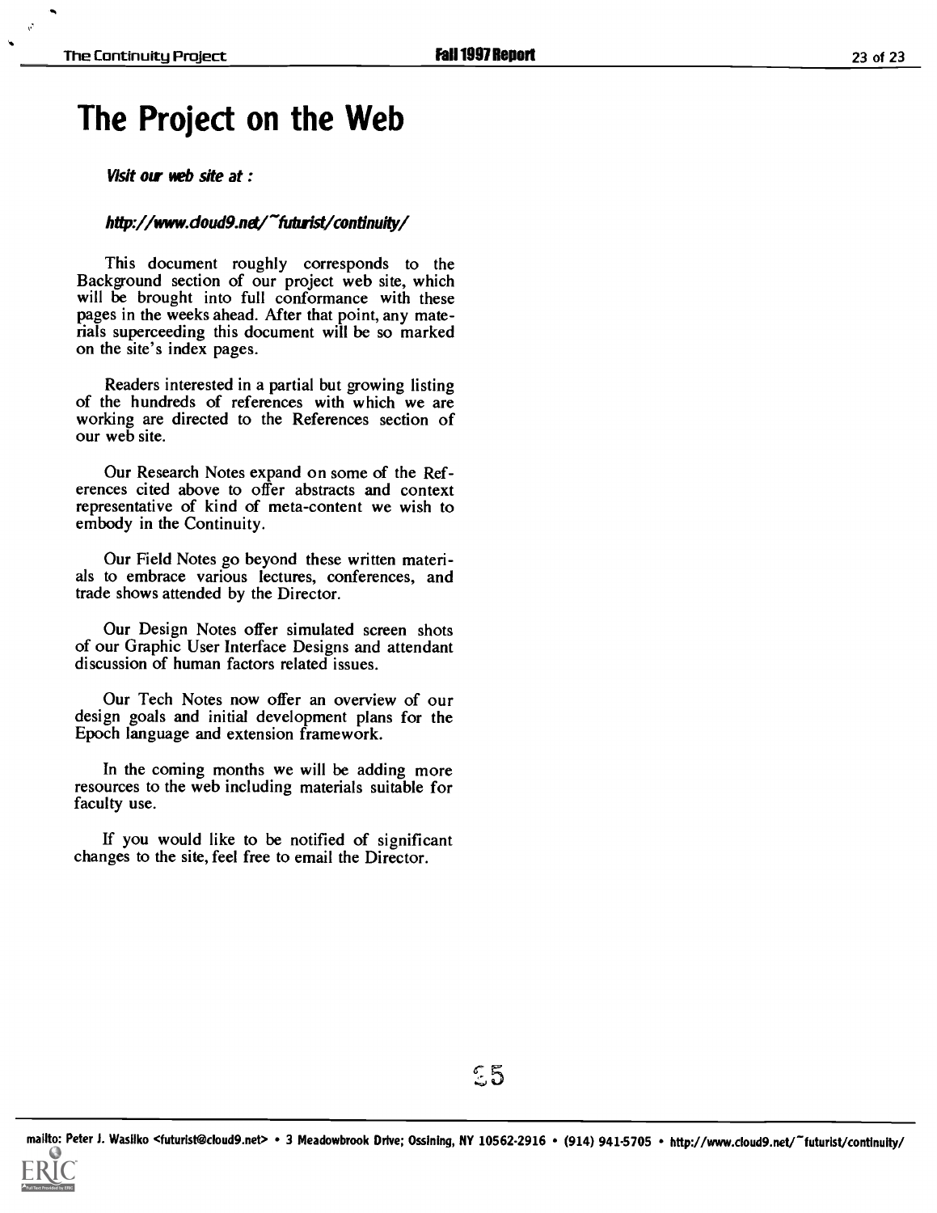# The Project on the Web

***Visit our web site at :***

***http://www.cloud9.net/~futurist/continuity/***

This document roughly corresponds to the Background section of our project web site, which will be brought into full conformance with these pages in the weeks ahead. After that point, any materials superceeding this document will be so marked on the site's index pages.

Readers interested in a partial but growing listing of the hundreds of references with which we are working are directed to the References section of our web site.

Our Research Notes expand on some of the References cited above to offer abstracts and context representative of kind of meta-content we wish to embody in the Continuity.

Our Field Notes go beyond these written materials to embrace various lectures, conferences, and trade shows attended by the Director.

Our Design Notes offer simulated screen shots of our Graphic User Interface Designs and attendant discussion of human factors related issues.

Our Tech Notes now offer an overview of our design goals and initial development plans for the Epoch language and extension framework.

In the coming months we will be adding more resources to the web including materials suitable for faculty use.

If you would like to be notified of significant changes to the site, feel free to email the Director.

mailto: Peter J. Wasilko <futurist@cloud9.net> • 3 Meadowbrook Drive; Ossining, NY 10562-2916 • (914) 941-5705 • http://www.cloud9.net/~futurist/continuity/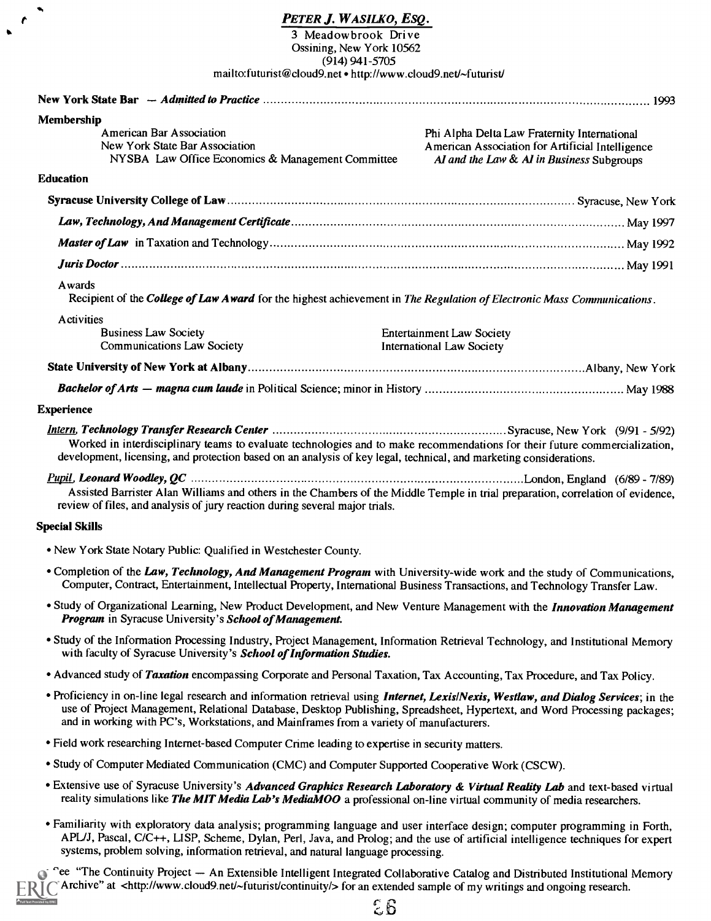# *PETER J. WASILKO, ESQ.*

3 Meadowbrook Drive
Ossining, New York 10562
(914) 941-5705
mailto:futurist@cloud9.net • http://www.cloud9.net/~futurist/

**New York State Bar** — ***Admitted to Practice*** ............ 1993

## Membership

American Bar Association
New York State Bar Association
NYSBA Law Office Economics & Management Committee

Phi Alpha Delta Law Fraternity International
American Association for Artificial Intelligence
*AI and the Law* & *AI in Business* Subgroups

## Education

**Syracuse University College of Law** ............ Syracuse, New York

***Law, Technology, And Management Certificate*** ............ May 1997

***Master of Law*** in Taxation and Technology ............ May 1992

***Juris Doctor*** ............ May 1991

Awards

Recipient of the ***College of Law Award*** for the highest achievement in *The Regulation of Electronic Mass Communications*.

Activities

Business Law Society
Communications Law Society
Entertainment Law Society
International Law Society

**State University of New York at Albany** ............ Albany, New York

***Bachelor of Arts — magna cum laude*** in Political Science; minor in History ............ May 1988

## Experience

***Intern, Technology Transfer Research Center*** ............ Syracuse, New York (9/91 - 5/92)

Worked in interdisciplinary teams to evaluate technologies and to make recommendations for their future commercialization, development, licensing, and protection based on an analysis of key legal, technical, and marketing considerations.

***Pupil, Leonard Woodley, QC*** ............ London, England (6/89 - 7/89)

Assisted Barrister Alan Williams and others in the Chambers of the Middle Temple in trial preparation, correlation of evidence, review of files, and analysis of jury reaction during several major trials.

## Special Skills

- New York State Notary Public: Qualified in Westchester County.
- Completion of the ***Law, Technology, And Management Program*** with University-wide work and the study of Communications, Computer, Contract, Entertainment, Intellectual Property, International Business Transactions, and Technology Transfer Law.
- Study of Organizational Learning, New Product Development, and New Venture Management with the ***Innovation Management Program*** in Syracuse University's ***School of Management.***
- Study of the Information Processing Industry, Project Management, Information Retrieval Technology, and Institutional Memory with faculty of Syracuse University's ***School of Information Studies.***
- Advanced study of ***Taxation*** encompassing Corporate and Personal Taxation, Tax Accounting, Tax Procedure, and Tax Policy.
- Proficiency in on-line legal research and information retrieval using ***Internet, Lexis/Nexis, Westlaw, and Dialog Services***; in the use of Project Management, Relational Database, Desktop Publishing, Spreadsheet, Hypertext, and Word Processing packages; and in working with PC's, Workstations, and Mainframes from a variety of manufacturers.
- Field work researching Internet-based Computer Crime leading to expertise in security matters.
- Study of Computer Mediated Communication (CMC) and Computer Supported Cooperative Work (CSCW).
- Extensive use of Syracuse University's ***Advanced Graphics Research Laboratory & Virtual Reality Lab*** and text-based virtual reality simulations like ***The MIT Media Lab's MediaMOO*** a professional on-line virtual community of media researchers.
- Familiarity with exploratory data analysis; programming language and user interface design; computer programming in Forth, APL/J, Pascal, C/C++, LISP, Scheme, Dylan, Perl, Java, and Prolog; and the use of artificial intelligence techniques for expert systems, problem solving, information retrieval, and natural language processing.

See "The Continuity Project — An Extensible Intelligent Integrated Collaborative Catalog and Distributed Institutional Memory Archive" at <http://www.cloud9.net/~futurist/continuity/> for an extended sample of my writings and ongoing research.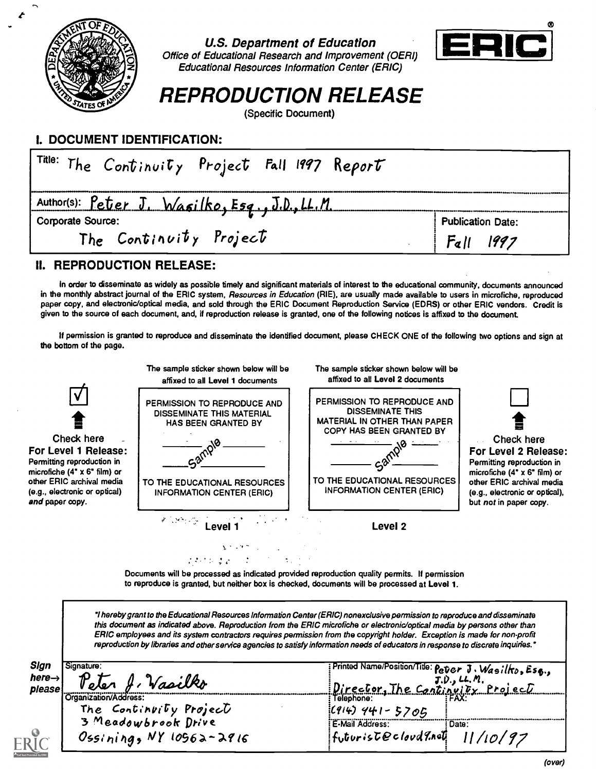U.S. Department of Education
Office of Educational Research and Improvement (OERI)
Educational Resources Information Center (ERIC)

ERIC®

# REPRODUCTION RELEASE

(Specific Document)

## I. DOCUMENT IDENTIFICATION:

| | |
|---|---|
| Title: The Continuity Project Fall 1997 Report | |
| Author(s): Peter J. Wasilko, Esq., J.D., LL.M. | |
| Corporate Source: The Continuity Project | Publication Date: Fall 1997 |

## II. REPRODUCTION RELEASE:

In order to disseminate as widely as possible timely and significant materials of interest to the educational community, documents announced in the monthly abstract journal of the ERIC system, *Resources in Education* (RIE), are usually made available to users in microfiche, reproduced paper copy, and electronic/optical media, and sold through the ERIC Document Reproduction Service (EDRS) or other ERIC vendors. Credit is given to the source of each document, and, if reproduction release is granted, one of the following notices is affixed to the document.

If permission is granted to reproduce and disseminate the identified document, please CHECK ONE of the following two options and sign at the bottom of the page.

| | The sample sticker shown below will be affixed to all Level 1 documents | The sample sticker shown below will be affixed to all Level 2 documents | |
|---|---|---|---|
| ☑ Check here **For Level 1 Release:** Permitting reproduction in microfiche (4" x 6" film) or other ERIC archival media (e.g., electronic or optical) *and* paper copy. | PERMISSION TO REPRODUCE AND DISSEMINATE THIS MATERIAL HAS BEEN GRANTED BY _____ sample _____ TO THE EDUCATIONAL RESOURCES INFORMATION CENTER (ERIC) | PERMISSION TO REPRODUCE AND DISSEMINATE THIS MATERIAL IN OTHER THAN PAPER COPY HAS BEEN GRANTED BY _____ sample _____ TO THE EDUCATIONAL RESOURCES INFORMATION CENTER (ERIC) | ☐ Check here **For Level 2 Release:** Permitting reproduction in microfiche (4" x 6" film) or other ERIC archival media (e.g., electronic or optical), but *not* in paper copy. |
| | Level 1 | Level 2 | |

Documents will be processed as indicated provided reproduction quality permits. If permission to reproduce is granted, but neither box is checked, documents will be processed at Level 1.

*"I hereby grant to the Educational Resources Information Center (ERIC) nonexclusive permission to reproduce and disseminate this document as indicated above. Reproduction from the ERIC microfiche or electronic/optical media by persons other than ERIC employees and its system contractors requires permission from the copyright holder. Exception is made for non-profit reproduction by libraries and other service agencies to satisfy information needs of educators in response to discrete inquiries."*

**Sign here→ please**

| | | |
|---|---|---|
| Signature: Peter J. Wasilko | Printed Name/Position/Title: Peter J. Wasilko, Esq., J.D., LL.M. Director, The Continuity Project | |
| Organization/Address: The Continuity Project, 3 Meadowbrook Drive, Ossining, NY 10562-2916 | Telephone: (914) 941-5705 | FAX: |
| | E-Mail Address: futurist@cloud9.net | Date: 11/10/97 |

(over)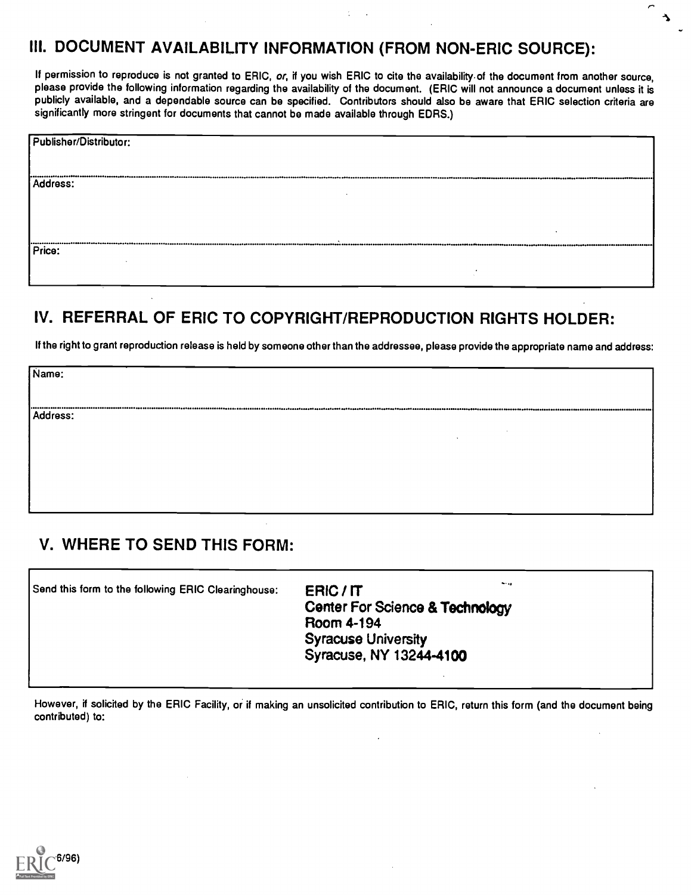## III. DOCUMENT AVAILABILITY INFORMATION (FROM NON-ERIC SOURCE):

If permission to reproduce is not granted to ERIC, *or*, if you wish ERIC to cite the availability of the document from another source, please provide the following information regarding the availability of the document. (ERIC will not announce a document unless it is publicly available, and a dependable source can be specified. Contributors should also be aware that ERIC selection criteria are significantly more stringent for documents that cannot be made available through EDRS.)

| |
|---|
| Publisher/Distributor: |
| Address: |
| Price: |

## IV. REFERRAL OF ERIC TO COPYRIGHT/REPRODUCTION RIGHTS HOLDER:

If the right to grant reproduction release is held by someone other than the addressee, please provide the appropriate name and address:

| |
|---|
| Name: |
| Address: |

## V. WHERE TO SEND THIS FORM:

| | |
|---|---|
| Send this form to the following ERIC Clearinghouse: | **ERIC / IT**<br>**Center For Science & Technology**<br>**Room 4-194**<br>**Syracuse University**<br>**Syracuse, NY 13244-4100** |

However, if solicited by the ERIC Facility, or if making an unsolicited contribution to ERIC, return this form (and the document being contributed) to:

(Rev. 6/96)